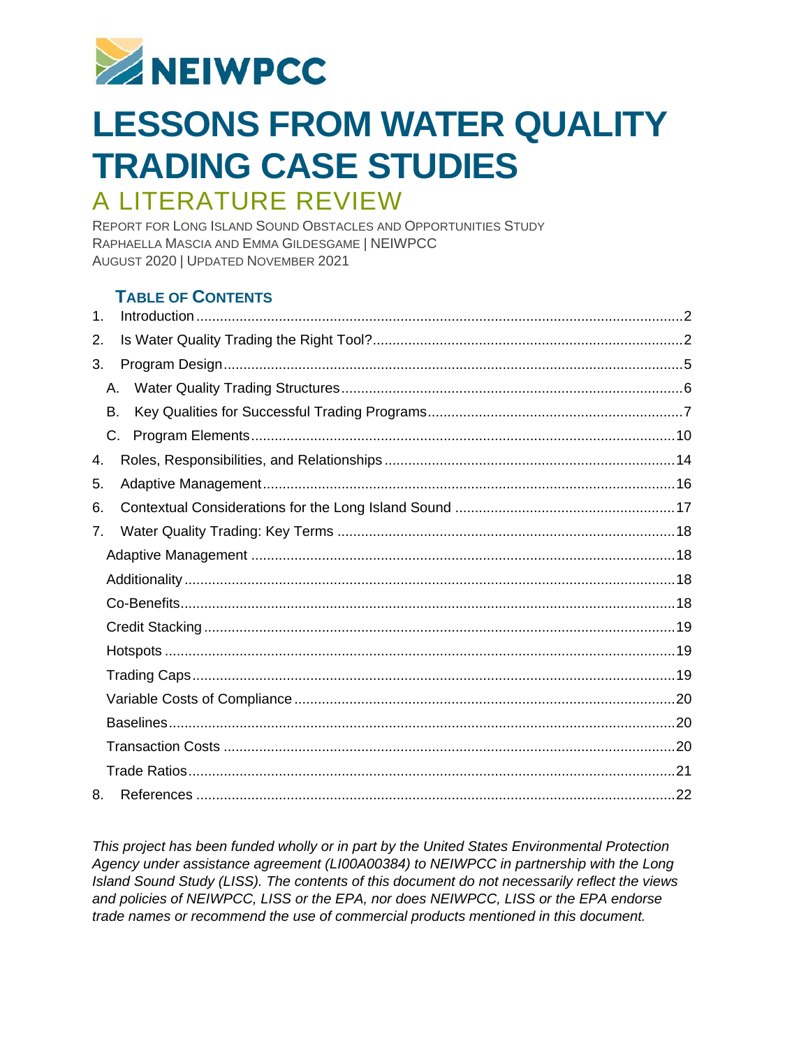NEIWPCC

# LESSONS FROM WATER QUALITY TRADING CASE STUDIES

## A LITERATURE REVIEW

REPORT FOR LONG ISLAND SOUND OBSTACLES AND OPPORTUNITIES STUDY
RAPHAELLA MASCIA AND EMMA GILDESGAME | NEIWPCC
AUGUST 2020 | UPDATED NOVEMBER 2021

### TABLE OF CONTENTS

1. Introduction ... 2
2. Is Water Quality Trading the Right Tool? ... 2
3. Program Design ... 5
   - A. Water Quality Trading Structures ... 6
   - B. Key Qualities for Successful Trading Programs ... 7
   - C. Program Elements ... 10
4. Roles, Responsibilities, and Relationships ... 14
5. Adaptive Management ... 16
6. Contextual Considerations for the Long Island Sound ... 17
7. Water Quality Trading: Key Terms ... 18
   - Adaptive Management ... 18
   - Additionality ... 18
   - Co-Benefits ... 18
   - Credit Stacking ... 19
   - Hotspots ... 19
   - Trading Caps ... 19
   - Variable Costs of Compliance ... 20
   - Baselines ... 20
   - Transaction Costs ... 20
   - Trade Ratios ... 21
8. References ... 22

*This project has been funded wholly or in part by the United States Environmental Protection Agency under assistance agreement (LI00A00384) to NEIWPCC in partnership with the Long Island Sound Study (LISS). The contents of this document do not necessarily reflect the views and policies of NEIWPCC, LISS or the EPA, nor does NEIWPCC, LISS or the EPA endorse trade names or recommend the use of commercial products mentioned in this document.*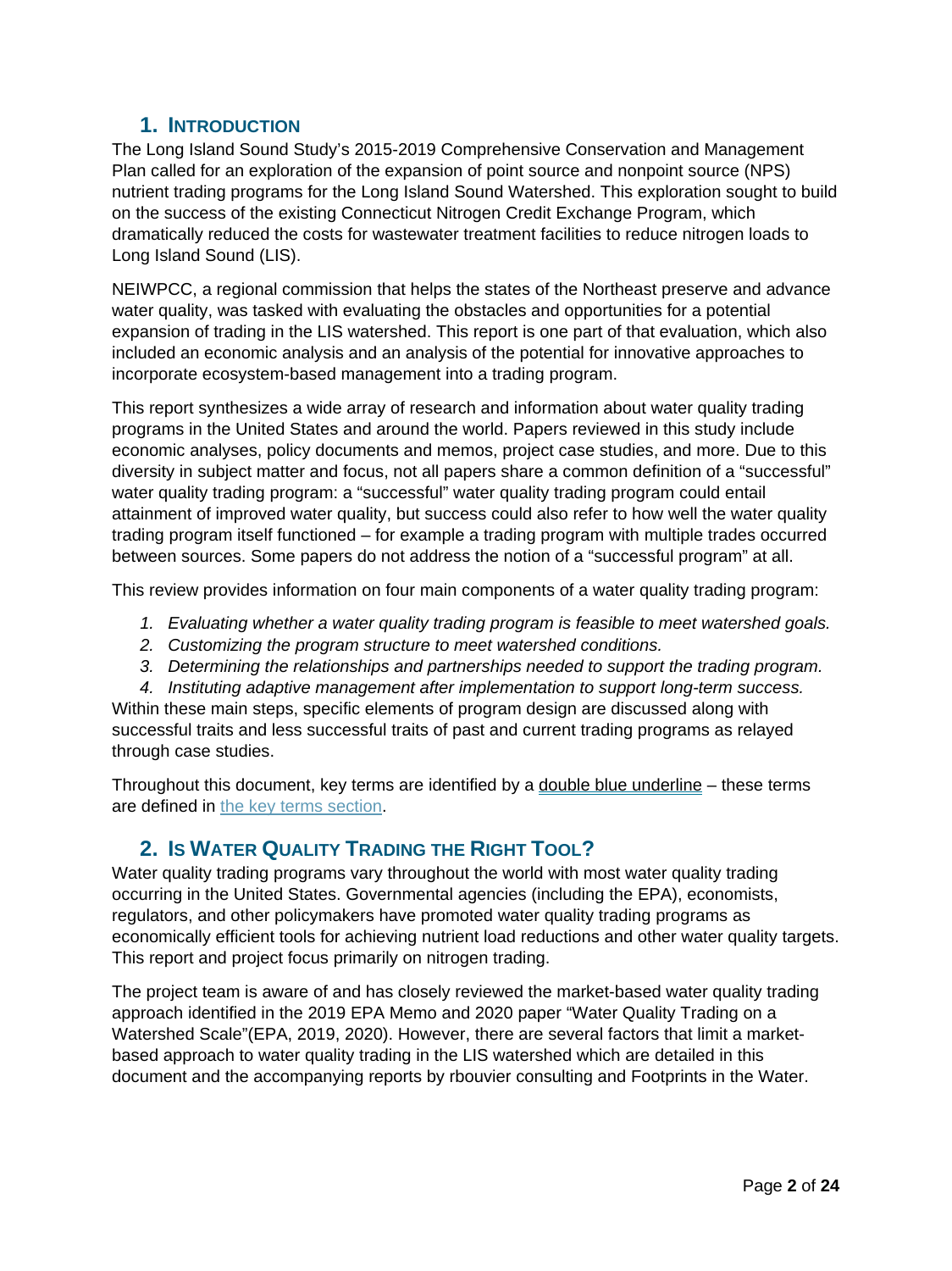## 1. Introduction

The Long Island Sound Study's 2015-2019 Comprehensive Conservation and Management Plan called for an exploration of the expansion of point source and nonpoint source (NPS) nutrient trading programs for the Long Island Sound Watershed. This exploration sought to build on the success of the existing Connecticut Nitrogen Credit Exchange Program, which dramatically reduced the costs for wastewater treatment facilities to reduce nitrogen loads to Long Island Sound (LIS).

NEIWPCC, a regional commission that helps the states of the Northeast preserve and advance water quality, was tasked with evaluating the obstacles and opportunities for a potential expansion of trading in the LIS watershed. This report is one part of that evaluation, which also included an economic analysis and an analysis of the potential for innovative approaches to incorporate ecosystem-based management into a trading program.

This report synthesizes a wide array of research and information about water quality trading programs in the United States and around the world. Papers reviewed in this study include economic analyses, policy documents and memos, project case studies, and more. Due to this diversity in subject matter and focus, not all papers share a common definition of a "successful" water quality trading program: a "successful" water quality trading program could entail attainment of improved water quality, but success could also refer to how well the water quality trading program itself functioned – for example a trading program with multiple trades occurred between sources. Some papers do not address the notion of a "successful program" at all.

This review provides information on four main components of a water quality trading program:

1. *Evaluating whether a water quality trading program is feasible to meet watershed goals.*
2. *Customizing the program structure to meet watershed conditions.*
3. *Determining the relationships and partnerships needed to support the trading program.*
4. *Instituting adaptive management after implementation to support long-term success.*

Within these main steps, specific elements of program design are discussed along with successful traits and less successful traits of past and current trading programs as relayed through case studies.

Throughout this document, key terms are identified by a double blue underline – these terms are defined in the key terms section.

## 2. Is Water Quality Trading the Right Tool?

Water quality trading programs vary throughout the world with most water quality trading occurring in the United States. Governmental agencies (including the EPA), economists, regulators, and other policymakers have promoted water quality trading programs as economically efficient tools for achieving nutrient load reductions and other water quality targets. This report and project focus primarily on nitrogen trading.

The project team is aware of and has closely reviewed the market-based water quality trading approach identified in the 2019 EPA Memo and 2020 paper "Water Quality Trading on a Watershed Scale"(EPA, 2019, 2020). However, there are several factors that limit a market-based approach to water quality trading in the LIS watershed which are detailed in this document and the accompanying reports by rbouvier consulting and Footprints in the Water.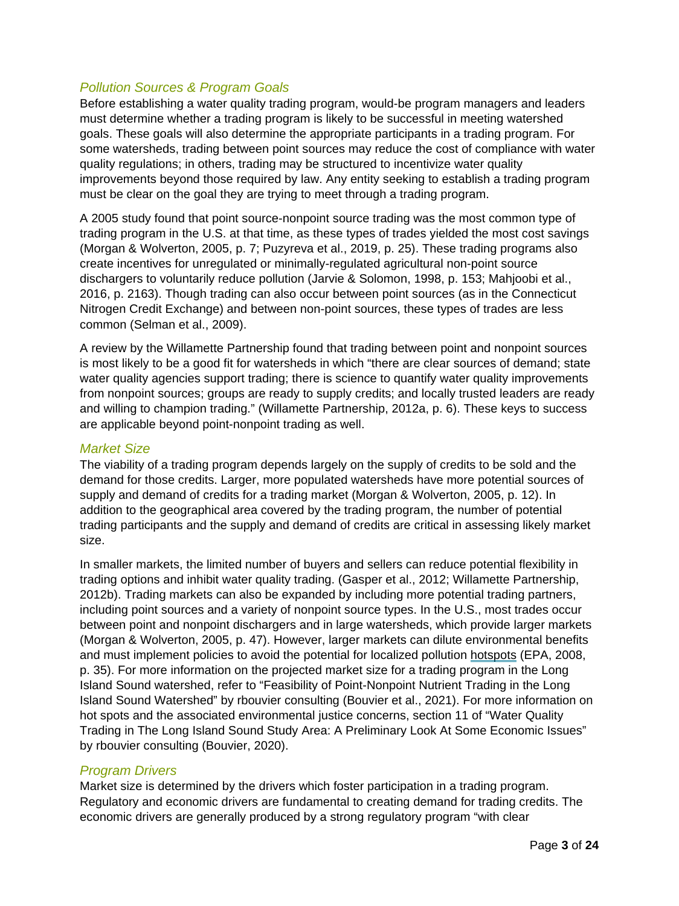### *Pollution Sources & Program Goals*

Before establishing a water quality trading program, would-be program managers and leaders must determine whether a trading program is likely to be successful in meeting watershed goals. These goals will also determine the appropriate participants in a trading program. For some watersheds, trading between point sources may reduce the cost of compliance with water quality regulations; in others, trading may be structured to incentivize water quality improvements beyond those required by law. Any entity seeking to establish a trading program must be clear on the goal they are trying to meet through a trading program.

A 2005 study found that point source-nonpoint source trading was the most common type of trading program in the U.S. at that time, as these types of trades yielded the most cost savings (Morgan & Wolverton, 2005, p. 7; Puzyreva et al., 2019, p. 25). These trading programs also create incentives for unregulated or minimally-regulated agricultural non-point source dischargers to voluntarily reduce pollution (Jarvie & Solomon, 1998, p. 153; Mahjoobi et al., 2016, p. 2163). Though trading can also occur between point sources (as in the Connecticut Nitrogen Credit Exchange) and between non-point sources, these types of trades are less common (Selman et al., 2009).

A review by the Willamette Partnership found that trading between point and nonpoint sources is most likely to be a good fit for watersheds in which "there are clear sources of demand; state water quality agencies support trading; there is science to quantify water quality improvements from nonpoint sources; groups are ready to supply credits; and locally trusted leaders are ready and willing to champion trading." (Willamette Partnership, 2012a, p. 6). These keys to success are applicable beyond point-nonpoint trading as well.

### *Market Size*

The viability of a trading program depends largely on the supply of credits to be sold and the demand for those credits. Larger, more populated watersheds have more potential sources of supply and demand of credits for a trading market (Morgan & Wolverton, 2005, p. 12). In addition to the geographical area covered by the trading program, the number of potential trading participants and the supply and demand of credits are critical in assessing likely market size.

In smaller markets, the limited number of buyers and sellers can reduce potential flexibility in trading options and inhibit water quality trading. (Gasper et al., 2012; Willamette Partnership, 2012b). Trading markets can also be expanded by including more potential trading partners, including point sources and a variety of nonpoint source types. In the U.S., most trades occur between point and nonpoint dischargers and in large watersheds, which provide larger markets (Morgan & Wolverton, 2005, p. 47). However, larger markets can dilute environmental benefits and must implement policies to avoid the potential for localized pollution hotspots (EPA, 2008, p. 35). For more information on the projected market size for a trading program in the Long Island Sound watershed, refer to "Feasibility of Point-Nonpoint Nutrient Trading in the Long Island Sound Watershed" by rbouvier consulting (Bouvier et al., 2021). For more information on hot spots and the associated environmental justice concerns, section 11 of "Water Quality Trading in The Long Island Sound Study Area: A Preliminary Look At Some Economic Issues" by rbouvier consulting (Bouvier, 2020).

### *Program Drivers*

Market size is determined by the drivers which foster participation in a trading program. Regulatory and economic drivers are fundamental to creating demand for trading credits. The economic drivers are generally produced by a strong regulatory program "with clear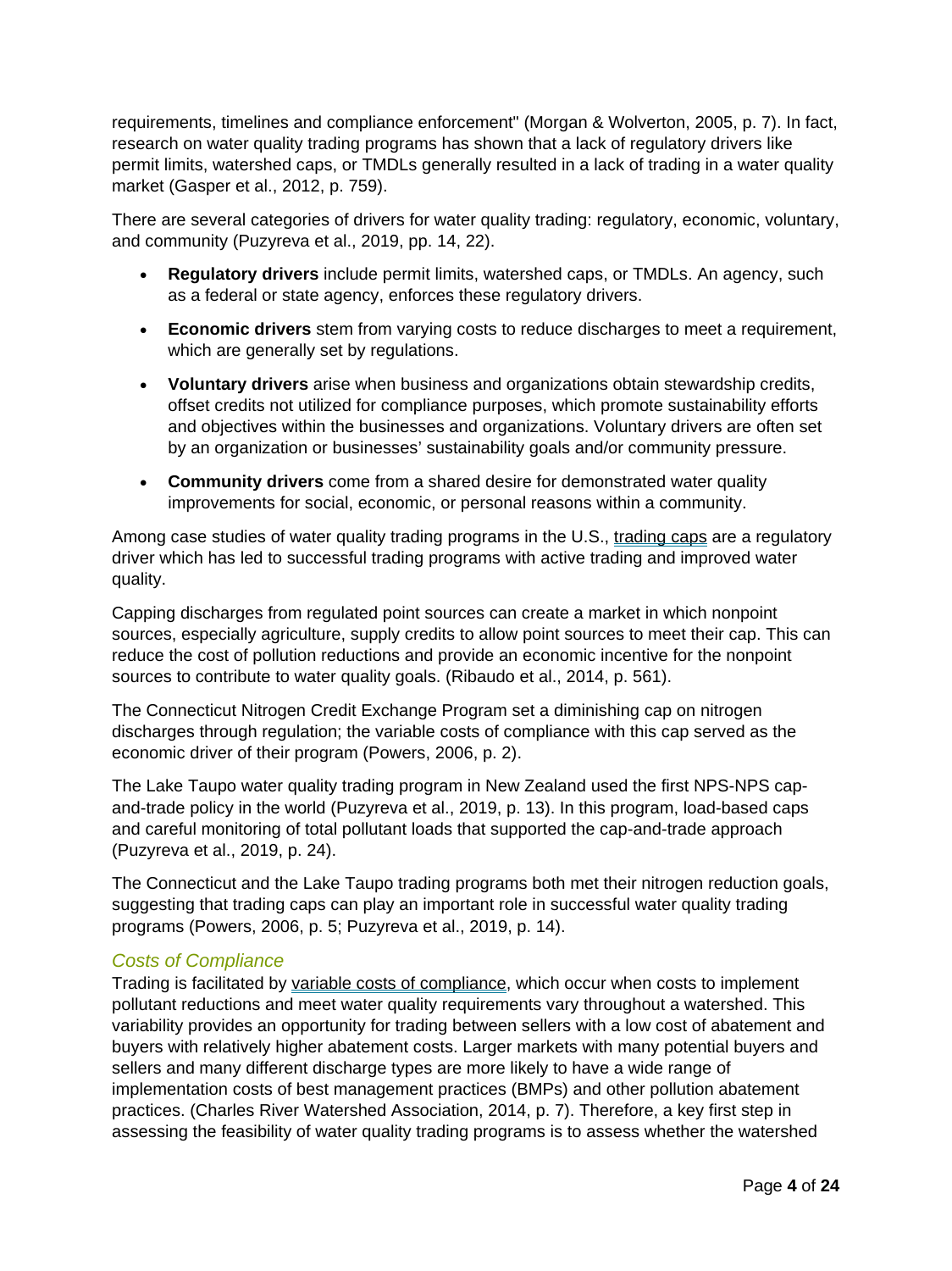requirements, timelines and compliance enforcement" (Morgan & Wolverton, 2005, p. 7). In fact, research on water quality trading programs has shown that a lack of regulatory drivers like permit limits, watershed caps, or TMDLs generally resulted in a lack of trading in a water quality market (Gasper et al., 2012, p. 759).

There are several categories of drivers for water quality trading: regulatory, economic, voluntary, and community (Puzyreva et al., 2019, pp. 14, 22).

- **Regulatory drivers** include permit limits, watershed caps, or TMDLs. An agency, such as a federal or state agency, enforces these regulatory drivers.
- **Economic drivers** stem from varying costs to reduce discharges to meet a requirement, which are generally set by regulations.
- **Voluntary drivers** arise when business and organizations obtain stewardship credits, offset credits not utilized for compliance purposes, which promote sustainability efforts and objectives within the businesses and organizations. Voluntary drivers are often set by an organization or businesses' sustainability goals and/or community pressure.
- **Community drivers** come from a shared desire for demonstrated water quality improvements for social, economic, or personal reasons within a community.

Among case studies of water quality trading programs in the U.S., trading caps are a regulatory driver which has led to successful trading programs with active trading and improved water quality.

Capping discharges from regulated point sources can create a market in which nonpoint sources, especially agriculture, supply credits to allow point sources to meet their cap. This can reduce the cost of pollution reductions and provide an economic incentive for the nonpoint sources to contribute to water quality goals. (Ribaudo et al., 2014, p. 561).

The Connecticut Nitrogen Credit Exchange Program set a diminishing cap on nitrogen discharges through regulation; the variable costs of compliance with this cap served as the economic driver of their program (Powers, 2006, p. 2).

The Lake Taupo water quality trading program in New Zealand used the first NPS-NPS cap-and-trade policy in the world (Puzyreva et al., 2019, p. 13). In this program, load-based caps and careful monitoring of total pollutant loads that supported the cap-and-trade approach (Puzyreva et al., 2019, p. 24).

The Connecticut and the Lake Taupo trading programs both met their nitrogen reduction goals, suggesting that trading caps can play an important role in successful water quality trading programs (Powers, 2006, p. 5; Puzyreva et al., 2019, p. 14).

### *Costs of Compliance*

Trading is facilitated by variable costs of compliance, which occur when costs to implement pollutant reductions and meet water quality requirements vary throughout a watershed. This variability provides an opportunity for trading between sellers with a low cost of abatement and buyers with relatively higher abatement costs. Larger markets with many potential buyers and sellers and many different discharge types are more likely to have a wide range of implementation costs of best management practices (BMPs) and other pollution abatement practices. (Charles River Watershed Association, 2014, p. 7). Therefore, a key first step in assessing the feasibility of water quality trading programs is to assess whether the watershed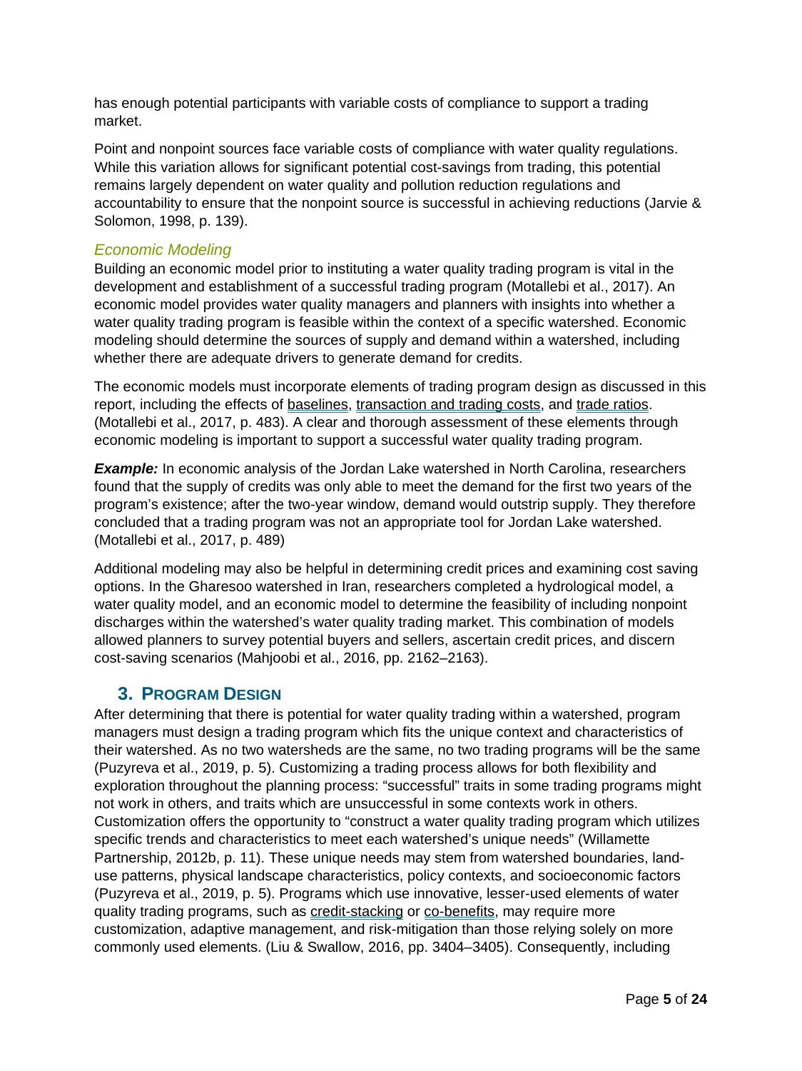has enough potential participants with variable costs of compliance to support a trading market.

Point and nonpoint sources face variable costs of compliance with water quality regulations. While this variation allows for significant potential cost-savings from trading, this potential remains largely dependent on water quality and pollution reduction regulations and accountability to ensure that the nonpoint source is successful in achieving reductions (Jarvie & Solomon, 1998, p. 139).

### *Economic Modeling*

Building an economic model prior to instituting a water quality trading program is vital in the development and establishment of a successful trading program (Motallebi et al., 2017). An economic model provides water quality managers and planners with insights into whether a water quality trading program is feasible within the context of a specific watershed. Economic modeling should determine the sources of supply and demand within a watershed, including whether there are adequate drivers to generate demand for credits.

The economic models must incorporate elements of trading program design as discussed in this report, including the effects of baselines, transaction and trading costs, and trade ratios. (Motallebi et al., 2017, p. 483). A clear and thorough assessment of these elements through economic modeling is important to support a successful water quality trading program.

***Example:*** In economic analysis of the Jordan Lake watershed in North Carolina, researchers found that the supply of credits was only able to meet the demand for the first two years of the program's existence; after the two-year window, demand would outstrip supply. They therefore concluded that a trading program was not an appropriate tool for Jordan Lake watershed. (Motallebi et al., 2017, p. 489)

Additional modeling may also be helpful in determining credit prices and examining cost saving options. In the Gharesoo watershed in Iran, researchers completed a hydrological model, a water quality model, and an economic model to determine the feasibility of including nonpoint discharges within the watershed's water quality trading market. This combination of models allowed planners to survey potential buyers and sellers, ascertain credit prices, and discern cost-saving scenarios (Mahjoobi et al., 2016, pp. 2162–2163).

## 3. Program Design

After determining that there is potential for water quality trading within a watershed, program managers must design a trading program which fits the unique context and characteristics of their watershed. As no two watersheds are the same, no two trading programs will be the same (Puzyreva et al., 2019, p. 5). Customizing a trading process allows for both flexibility and exploration throughout the planning process: "successful" traits in some trading programs might not work in others, and traits which are unsuccessful in some contexts work in others. Customization offers the opportunity to "construct a water quality trading program which utilizes specific trends and characteristics to meet each watershed's unique needs" (Willamette Partnership, 2012b, p. 11). These unique needs may stem from watershed boundaries, land-use patterns, physical landscape characteristics, policy contexts, and socioeconomic factors (Puzyreva et al., 2019, p. 5). Programs which use innovative, lesser-used elements of water quality trading programs, such as credit-stacking or co-benefits, may require more customization, adaptive management, and risk-mitigation than those relying solely on more commonly used elements. (Liu & Swallow, 2016, pp. 3404–3405). Consequently, including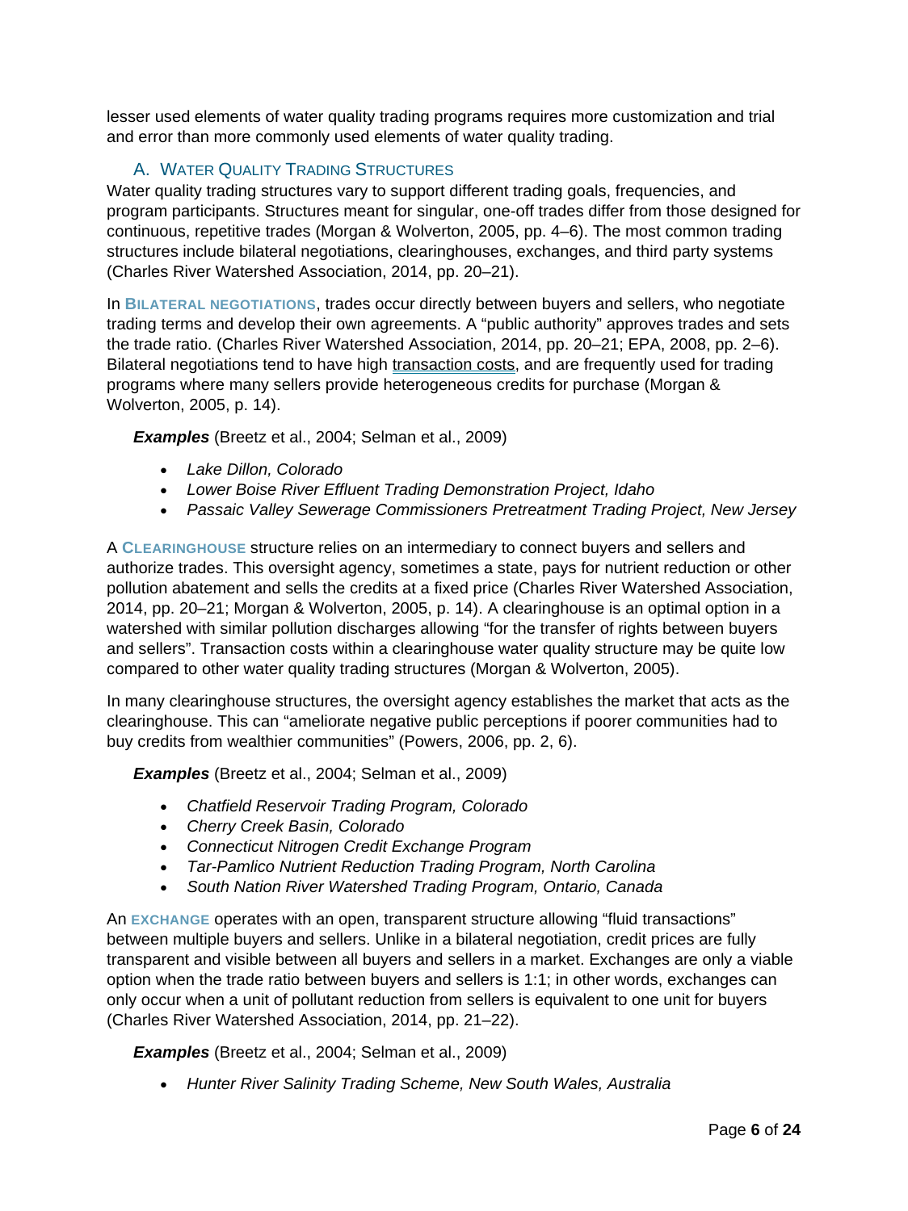lesser used elements of water quality trading programs requires more customization and trial and error than more commonly used elements of water quality trading.

## A. Water Quality Trading Structures

Water quality trading structures vary to support different trading goals, frequencies, and program participants. Structures meant for singular, one-off trades differ from those designed for continuous, repetitive trades (Morgan & Wolverton, 2005, pp. 4–6). The most common trading structures include bilateral negotiations, clearinghouses, exchanges, and third party systems (Charles River Watershed Association, 2014, pp. 20–21).

In **Bilateral negotiations**, trades occur directly between buyers and sellers, who negotiate trading terms and develop their own agreements. A "public authority" approves trades and sets the trade ratio. (Charles River Watershed Association, 2014, pp. 20–21; EPA, 2008, pp. 2–6). Bilateral negotiations tend to have high transaction costs, and are frequently used for trading programs where many sellers provide heterogeneous credits for purchase (Morgan & Wolverton, 2005, p. 14).

***Examples*** (Breetz et al., 2004; Selman et al., 2009)

- *Lake Dillon, Colorado*
- *Lower Boise River Effluent Trading Demonstration Project, Idaho*
- *Passaic Valley Sewerage Commissioners Pretreatment Trading Project, New Jersey*

A **Clearinghouse** structure relies on an intermediary to connect buyers and sellers and authorize trades. This oversight agency, sometimes a state, pays for nutrient reduction or other pollution abatement and sells the credits at a fixed price (Charles River Watershed Association, 2014, pp. 20–21; Morgan & Wolverton, 2005, p. 14). A clearinghouse is an optimal option in a watershed with similar pollution discharges allowing "for the transfer of rights between buyers and sellers". Transaction costs within a clearinghouse water quality structure may be quite low compared to other water quality trading structures (Morgan & Wolverton, 2005).

In many clearinghouse structures, the oversight agency establishes the market that acts as the clearinghouse. This can "ameliorate negative public perceptions if poorer communities had to buy credits from wealthier communities" (Powers, 2006, pp. 2, 6).

***Examples*** (Breetz et al., 2004; Selman et al., 2009)

- *Chatfield Reservoir Trading Program, Colorado*
- *Cherry Creek Basin, Colorado*
- *Connecticut Nitrogen Credit Exchange Program*
- *Tar-Pamlico Nutrient Reduction Trading Program, North Carolina*
- *South Nation River Watershed Trading Program, Ontario, Canada*

An **Exchange** operates with an open, transparent structure allowing "fluid transactions" between multiple buyers and sellers. Unlike in a bilateral negotiation, credit prices are fully transparent and visible between all buyers and sellers in a market. Exchanges are only a viable option when the trade ratio between buyers and sellers is 1:1; in other words, exchanges can only occur when a unit of pollutant reduction from sellers is equivalent to one unit for buyers (Charles River Watershed Association, 2014, pp. 21–22).

***Examples*** (Breetz et al., 2004; Selman et al., 2009)

- *Hunter River Salinity Trading Scheme, New South Wales, Australia*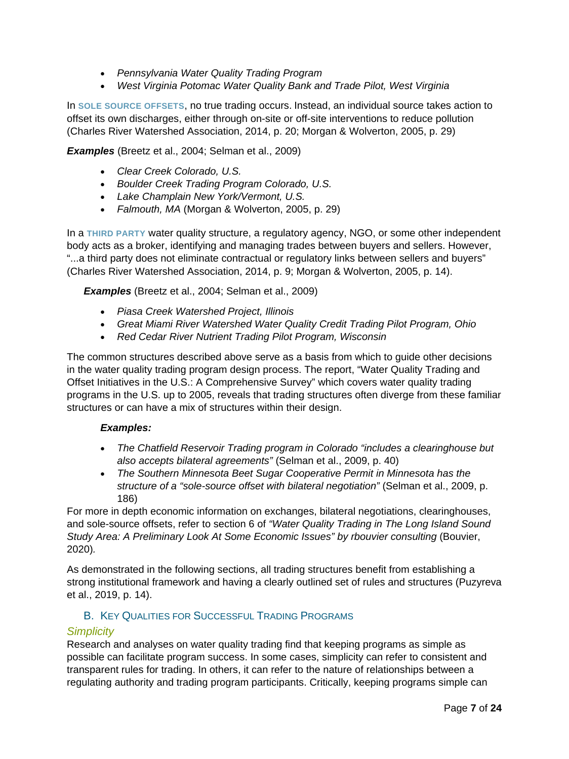- *Pennsylvania Water Quality Trading Program*
- *West Virginia Potomac Water Quality Bank and Trade Pilot, West Virginia*

In **SOLE SOURCE OFFSETS**, no true trading occurs. Instead, an individual source takes action to offset its own discharges, either through on-site or off-site interventions to reduce pollution (Charles River Watershed Association, 2014, p. 20; Morgan & Wolverton, 2005, p. 29)

***Examples*** (Breetz et al., 2004; Selman et al., 2009)

- *Clear Creek Colorado, U.S.*
- *Boulder Creek Trading Program Colorado, U.S.*
- *Lake Champlain New York/Vermont, U.S.*
- *Falmouth, MA* (Morgan & Wolverton, 2005, p. 29)

In a **THIRD PARTY** water quality structure, a regulatory agency, NGO, or some other independent body acts as a broker, identifying and managing trades between buyers and sellers. However, "...a third party does not eliminate contractual or regulatory links between sellers and buyers" (Charles River Watershed Association, 2014, p. 9; Morgan & Wolverton, 2005, p. 14).

***Examples*** (Breetz et al., 2004; Selman et al., 2009)

- *Piasa Creek Watershed Project, Illinois*
- *Great Miami River Watershed Water Quality Credit Trading Pilot Program, Ohio*
- *Red Cedar River Nutrient Trading Pilot Program, Wisconsin*

The common structures described above serve as a basis from which to guide other decisions in the water quality trading program design process. The report, "Water Quality Trading and Offset Initiatives in the U.S.: A Comprehensive Survey" which covers water quality trading programs in the U.S. up to 2005, reveals that trading structures often diverge from these familiar structures or can have a mix of structures within their design.

***Examples:***

- *The Chatfield Reservoir Trading program in Colorado "includes a clearinghouse but also accepts bilateral agreements"* (Selman et al., 2009, p. 40)
- *The Southern Minnesota Beet Sugar Cooperative Permit in Minnesota has the structure of a "sole-source offset with bilateral negotiation"* (Selman et al., 2009, p. 186)

For more in depth economic information on exchanges, bilateral negotiations, clearinghouses, and sole-source offsets, refer to section 6 of *"Water Quality Trading in The Long Island Sound Study Area: A Preliminary Look At Some Economic Issues" by rbouvier consulting* (Bouvier, 2020)*.*

As demonstrated in the following sections, all trading structures benefit from establishing a strong institutional framework and having a clearly outlined set of rules and structures (Puzyreva et al., 2019, p. 14).

## B. Key Qualities for Successful Trading Programs

### *Simplicity*

Research and analyses on water quality trading find that keeping programs as simple as possible can facilitate program success. In some cases, simplicity can refer to consistent and transparent rules for trading. In others, it can refer to the nature of relationships between a regulating authority and trading program participants. Critically, keeping programs simple can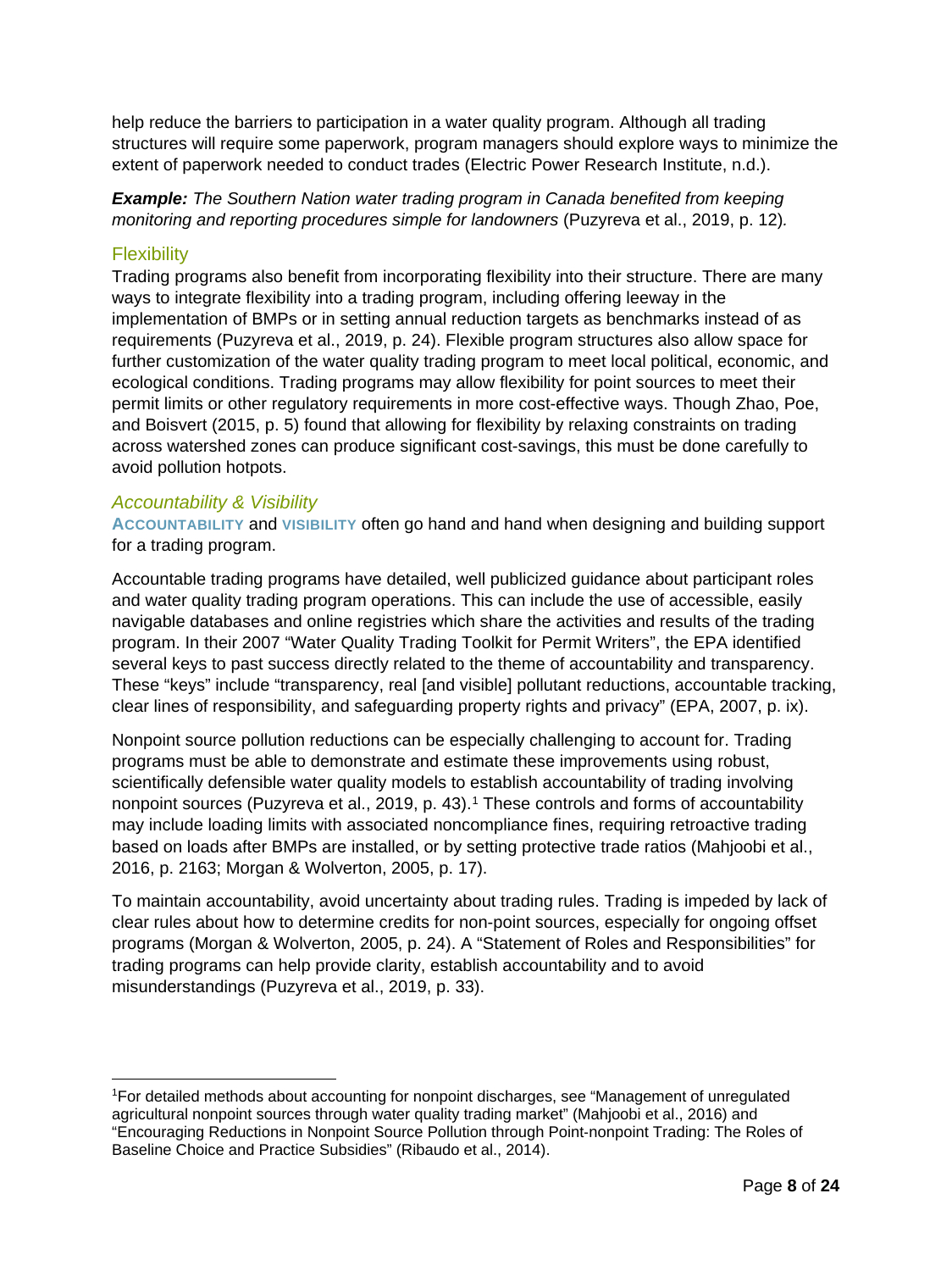help reduce the barriers to participation in a water quality program. Although all trading structures will require some paperwork, program managers should explore ways to minimize the extent of paperwork needed to conduct trades (Electric Power Research Institute, n.d.).

***Example:*** *The Southern Nation water trading program in Canada benefited from keeping monitoring and reporting procedures simple for landowners* (Puzyreva et al., 2019, p. 12)*.*

## Flexibility

Trading programs also benefit from incorporating flexibility into their structure. There are many ways to integrate flexibility into a trading program, including offering leeway in the implementation of BMPs or in setting annual reduction targets as benchmarks instead of as requirements (Puzyreva et al., 2019, p. 24). Flexible program structures also allow space for further customization of the water quality trading program to meet local political, economic, and ecological conditions. Trading programs may allow flexibility for point sources to meet their permit limits or other regulatory requirements in more cost-effective ways. Though Zhao, Poe, and Boisvert (2015, p. 5) found that allowing for flexibility by relaxing constraints on trading across watershed zones can produce significant cost-savings, this must be done carefully to avoid pollution hotpots.

### *Accountability & Visibility*

**ACCOUNTABILITY** and **VISIBILITY** often go hand and hand when designing and building support for a trading program.

Accountable trading programs have detailed, well publicized guidance about participant roles and water quality trading program operations. This can include the use of accessible, easily navigable databases and online registries which share the activities and results of the trading program. In their 2007 "Water Quality Trading Toolkit for Permit Writers", the EPA identified several keys to past success directly related to the theme of accountability and transparency. These "keys" include "transparency, real [and visible] pollutant reductions, accountable tracking, clear lines of responsibility, and safeguarding property rights and privacy" (EPA, 2007, p. ix).

Nonpoint source pollution reductions can be especially challenging to account for. Trading programs must be able to demonstrate and estimate these improvements using robust, scientifically defensible water quality models to establish accountability of trading involving nonpoint sources (Puzyreva et al., 2019, p. 43).[1] These controls and forms of accountability may include loading limits with associated noncompliance fines, requiring retroactive trading based on loads after BMPs are installed, or by setting protective trade ratios (Mahjoobi et al., 2016, p. 2163; Morgan & Wolverton, 2005, p. 17).

To maintain accountability, avoid uncertainty about trading rules. Trading is impeded by lack of clear rules about how to determine credits for non-point sources, especially for ongoing offset programs (Morgan & Wolverton, 2005, p. 24). A "Statement of Roles and Responsibilities" for trading programs can help provide clarity, establish accountability and to avoid misunderstandings (Puzyreva et al., 2019, p. 33).

---

[1] For detailed methods about accounting for nonpoint discharges, see "Management of unregulated agricultural nonpoint sources through water quality trading market" (Mahjoobi et al., 2016) and "Encouraging Reductions in Nonpoint Source Pollution through Point-nonpoint Trading: The Roles of Baseline Choice and Practice Subsidies" (Ribaudo et al., 2014).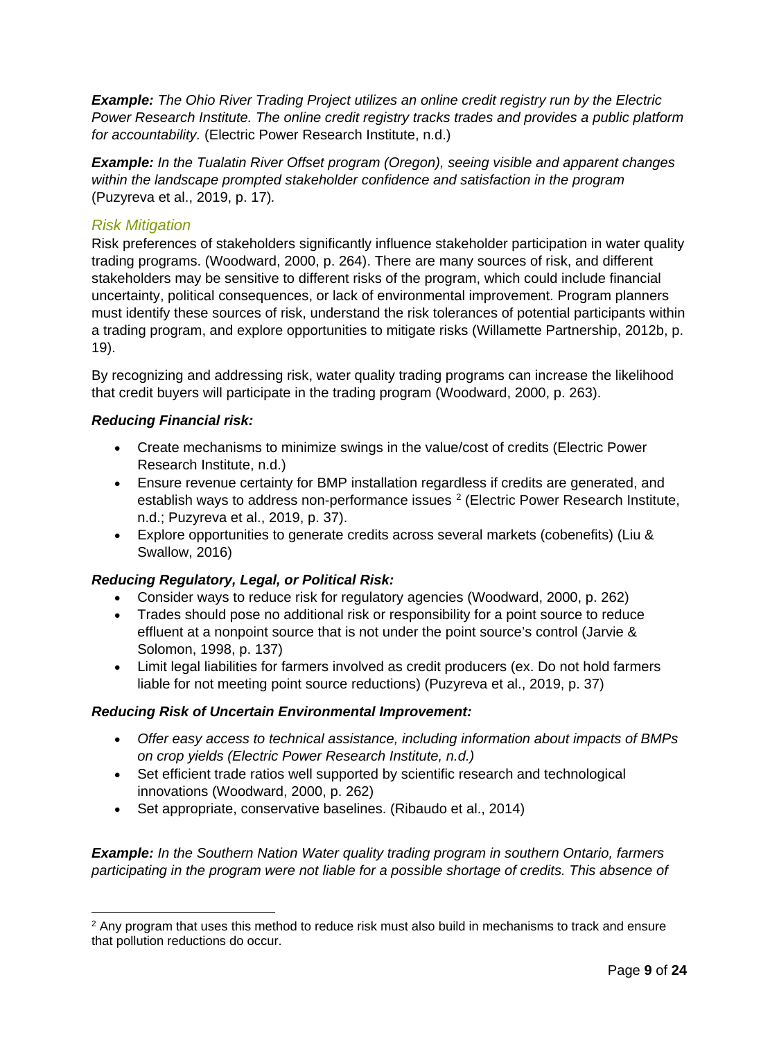***Example:*** *The Ohio River Trading Project utilizes an online credit registry run by the Electric Power Research Institute. The online credit registry tracks trades and provides a public platform for accountability.* (Electric Power Research Institute, n.d.)

***Example:*** *In the Tualatin River Offset program (Oregon), seeing visible and apparent changes within the landscape prompted stakeholder confidence and satisfaction in the program* (Puzyreva et al., 2019, p. 17)*.*

### *Risk Mitigation*

Risk preferences of stakeholders significantly influence stakeholder participation in water quality trading programs. (Woodward, 2000, p. 264). There are many sources of risk, and different stakeholders may be sensitive to different risks of the program, which could include financial uncertainty, political consequences, or lack of environmental improvement. Program planners must identify these sources of risk, understand the risk tolerances of potential participants within a trading program, and explore opportunities to mitigate risks (Willamette Partnership, 2012b, p. 19).

By recognizing and addressing risk, water quality trading programs can increase the likelihood that credit buyers will participate in the trading program (Woodward, 2000, p. 263).

***Reducing Financial risk:***

- Create mechanisms to minimize swings in the value/cost of credits (Electric Power Research Institute, n.d.)
- Ensure revenue certainty for BMP installation regardless if credits are generated, and establish ways to address non-performance issues [2] (Electric Power Research Institute, n.d.; Puzyreva et al., 2019, p. 37).
- Explore opportunities to generate credits across several markets (cobenefits) (Liu & Swallow, 2016)

***Reducing Regulatory, Legal, or Political Risk:***

- Consider ways to reduce risk for regulatory agencies (Woodward, 2000, p. 262)
- Trades should pose no additional risk or responsibility for a point source to reduce effluent at a nonpoint source that is not under the point source's control (Jarvie & Solomon, 1998, p. 137)
- Limit legal liabilities for farmers involved as credit producers (ex. Do not hold farmers liable for not meeting point source reductions) (Puzyreva et al., 2019, p. 37)

***Reducing Risk of Uncertain Environmental Improvement:***

- *Offer easy access to technical assistance, including information about impacts of BMPs on crop yields (Electric Power Research Institute, n.d.)*
- Set efficient trade ratios well supported by scientific research and technological innovations (Woodward, 2000, p. 262)
- Set appropriate, conservative baselines. (Ribaudo et al., 2014)

***Example:*** *In the Southern Nation Water quality trading program in southern Ontario, farmers participating in the program were not liable for a possible shortage of credits. This absence of*

[2] Any program that uses this method to reduce risk must also build in mechanisms to track and ensure that pollution reductions do occur.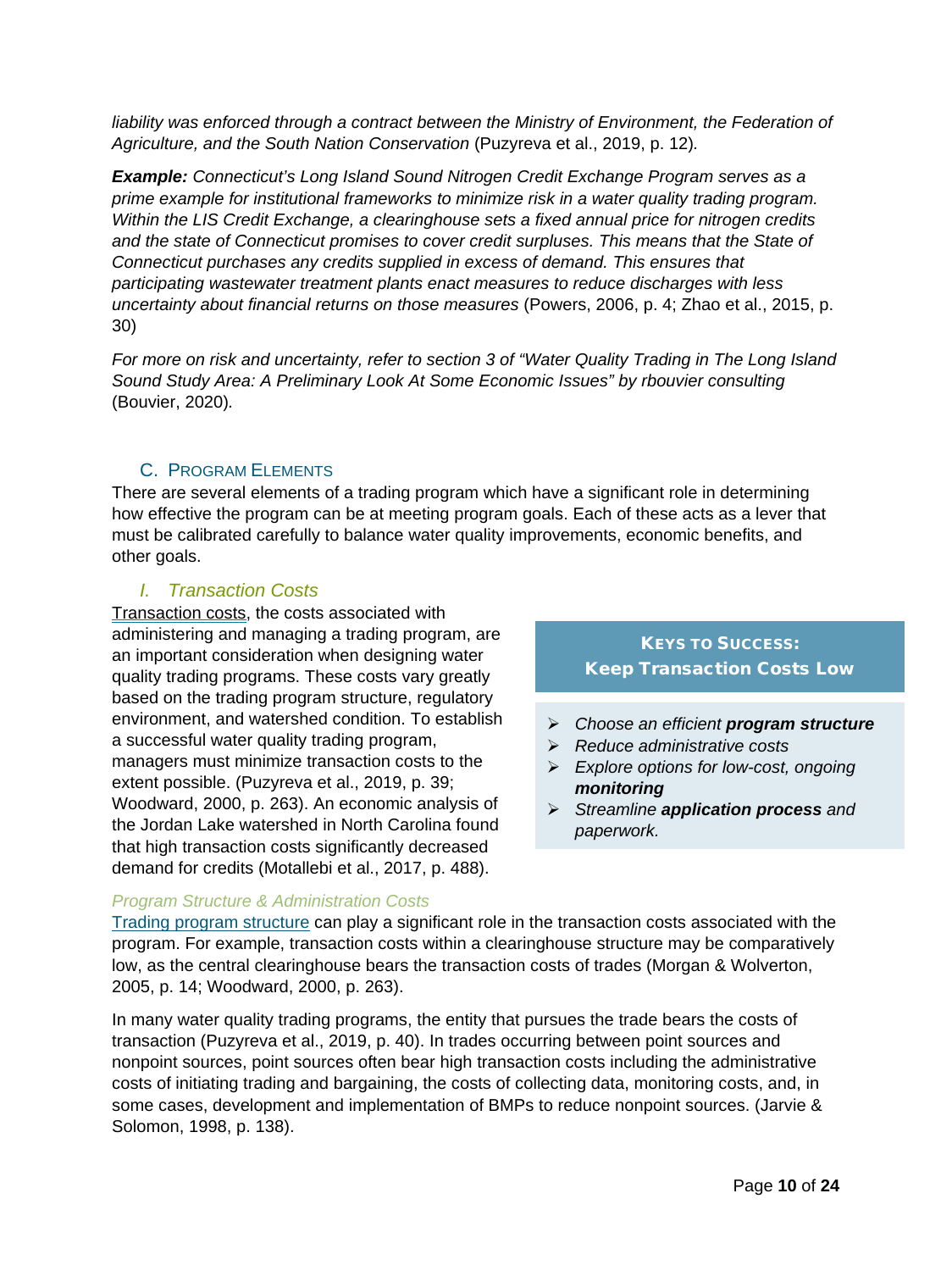*liability was enforced through a contract between the Ministry of Environment, the Federation of Agriculture, and the South Nation Conservation* (Puzyreva et al., 2019, p. 12)*.*

***Example:*** *Connecticut's Long Island Sound Nitrogen Credit Exchange Program serves as a prime example for institutional frameworks to minimize risk in a water quality trading program. Within the LIS Credit Exchange, a clearinghouse sets a fixed annual price for nitrogen credits and the state of Connecticut promises to cover credit surpluses. This means that the State of Connecticut purchases any credits supplied in excess of demand. This ensures that participating wastewater treatment plants enact measures to reduce discharges with less uncertainty about financial returns on those measures* (Powers, 2006, p. 4; Zhao et al., 2015, p. 30)

*For more on risk and uncertainty, refer to section 3 of "Water Quality Trading in The Long Island Sound Study Area: A Preliminary Look At Some Economic Issues" by rbouvier consulting* (Bouvier, 2020)*.*

## C. Program Elements

There are several elements of a trading program which have a significant role in determining how effective the program can be at meeting program goals. Each of these acts as a lever that must be calibrated carefully to balance water quality improvements, economic benefits, and other goals.

### *I. Transaction Costs*

Transaction costs, the costs associated with administering and managing a trading program, are an important consideration when designing water quality trading programs. These costs vary greatly based on the trading program structure, regulatory environment, and watershed condition. To establish a successful water quality trading program, managers must minimize transaction costs to the extent possible. (Puzyreva et al., 2019, p. 39; Woodward, 2000, p. 263). An economic analysis of the Jordan Lake watershed in North Carolina found that high transaction costs significantly decreased demand for credits (Motallebi et al., 2017, p. 488).

> **KEYS TO SUCCESS:**
> **Keep Transaction Costs Low**
>
> - *Choose an efficient **program structure***
> - *Reduce administrative costs*
> - *Explore options for low-cost, ongoing **monitoring***
> - *Streamline **application process** and paperwork.*

#### *Program Structure & Administration Costs*

Trading program structure can play a significant role in the transaction costs associated with the program. For example, transaction costs within a clearinghouse structure may be comparatively low, as the central clearinghouse bears the transaction costs of trades (Morgan & Wolverton, 2005, p. 14; Woodward, 2000, p. 263).

In many water quality trading programs, the entity that pursues the trade bears the costs of transaction (Puzyreva et al., 2019, p. 40). In trades occurring between point sources and nonpoint sources, point sources often bear high transaction costs including the administrative costs of initiating trading and bargaining, the costs of collecting data, monitoring costs, and, in some cases, development and implementation of BMPs to reduce nonpoint sources. (Jarvie & Solomon, 1998, p. 138).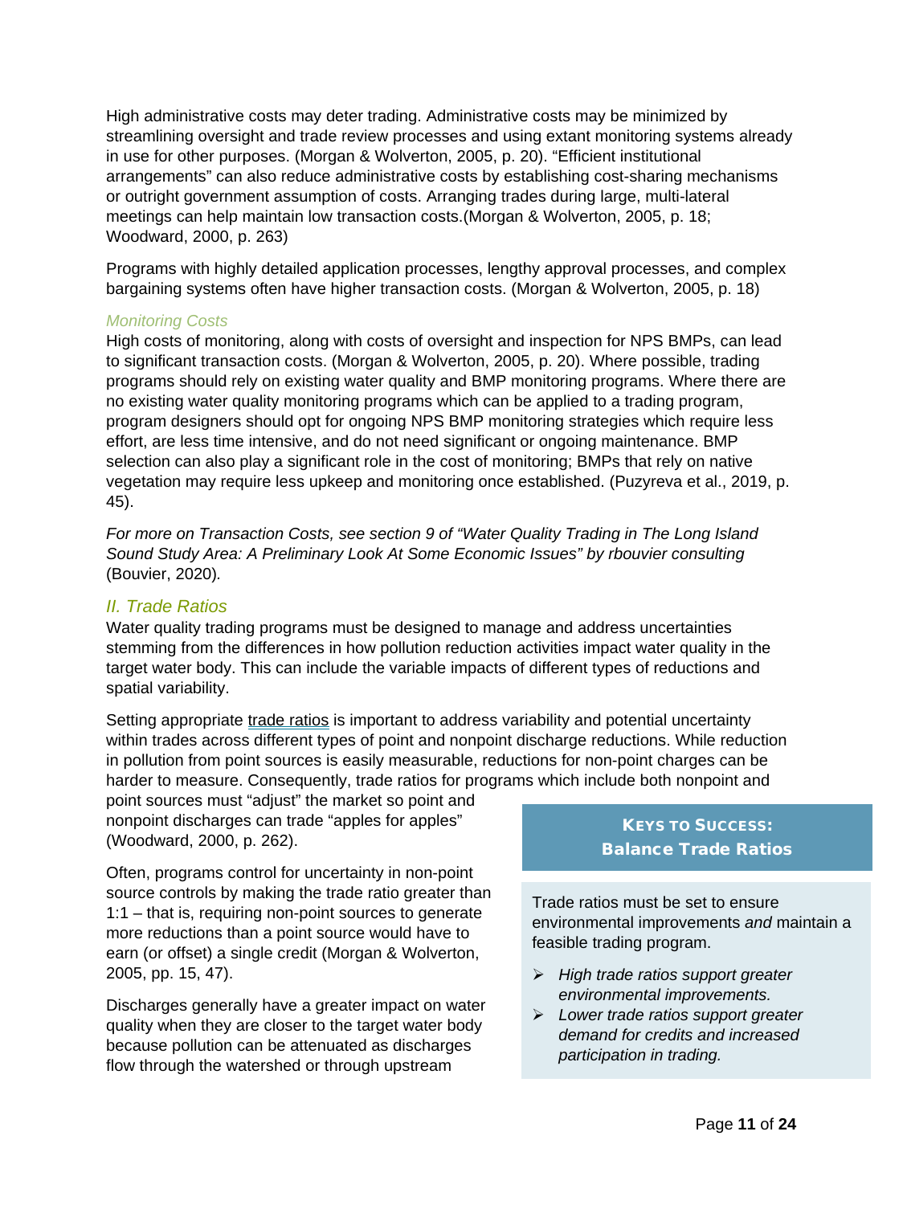High administrative costs may deter trading. Administrative costs may be minimized by streamlining oversight and trade review processes and using extant monitoring systems already in use for other purposes. (Morgan & Wolverton, 2005, p. 20). "Efficient institutional arrangements" can also reduce administrative costs by establishing cost-sharing mechanisms or outright government assumption of costs. Arranging trades during large, multi-lateral meetings can help maintain low transaction costs.(Morgan & Wolverton, 2005, p. 18; Woodward, 2000, p. 263)

Programs with highly detailed application processes, lengthy approval processes, and complex bargaining systems often have higher transaction costs. (Morgan & Wolverton, 2005, p. 18)

#### *Monitoring Costs*

High costs of monitoring, along with costs of oversight and inspection for NPS BMPs, can lead to significant transaction costs. (Morgan & Wolverton, 2005, p. 20). Where possible, trading programs should rely on existing water quality and BMP monitoring programs. Where there are no existing water quality monitoring programs which can be applied to a trading program, program designers should opt for ongoing NPS BMP monitoring strategies which require less effort, are less time intensive, and do not need significant or ongoing maintenance. BMP selection can also play a significant role in the cost of monitoring; BMPs that rely on native vegetation may require less upkeep and monitoring once established. (Puzyreva et al., 2019, p. 45).

*For more on Transaction Costs, see section 9 of "Water Quality Trading in The Long Island Sound Study Area: A Preliminary Look At Some Economic Issues" by rbouvier consulting* (Bouvier, 2020).

### *II. Trade Ratios*

Water quality trading programs must be designed to manage and address uncertainties stemming from the differences in how pollution reduction activities impact water quality in the target water body. This can include the variable impacts of different types of reductions and spatial variability.

Setting appropriate trade ratios is important to address variability and potential uncertainty within trades across different types of point and nonpoint discharge reductions. While reduction in pollution from point sources is easily measurable, reductions for non-point charges can be harder to measure. Consequently, trade ratios for programs which include both nonpoint and point sources must "adjust" the market so point and nonpoint discharges can trade "apples for apples" (Woodward, 2000, p. 262).

Often, programs control for uncertainty in non-point source controls by making the trade ratio greater than 1:1 – that is, requiring non-point sources to generate more reductions than a point source would have to earn (or offset) a single credit (Morgan & Wolverton, 2005, pp. 15, 47).

Discharges generally have a greater impact on water quality when they are closer to the target water body because pollution can be attenuated as discharges flow through the watershed or through upstream

> **KEYS TO SUCCESS: Balance Trade Ratios**
>
> Trade ratios must be set to ensure environmental improvements *and* maintain a feasible trading program.
>
> - *High trade ratios support greater environmental improvements.*
> - *Lower trade ratios support greater demand for credits and increased participation in trading.*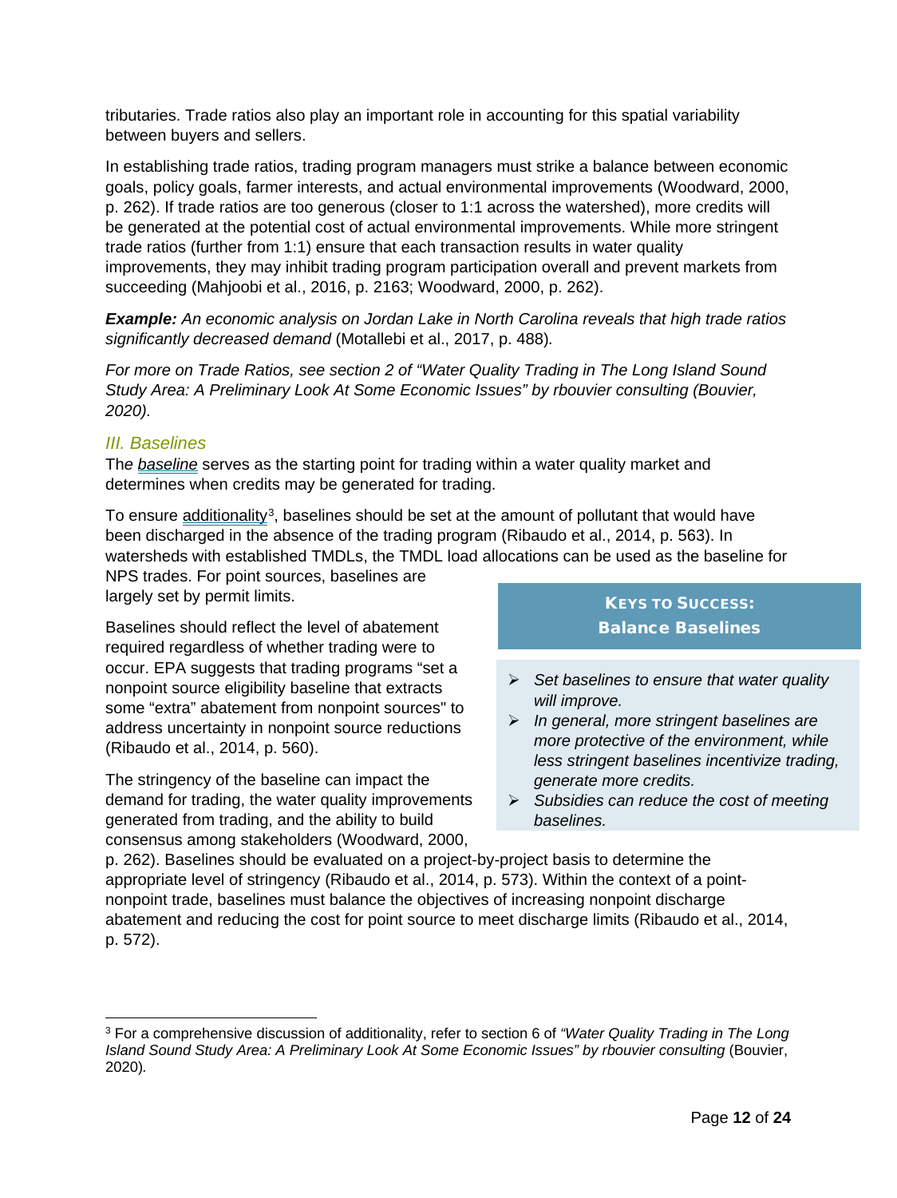tributaries. Trade ratios also play an important role in accounting for this spatial variability between buyers and sellers.

In establishing trade ratios, trading program managers must strike a balance between economic goals, policy goals, farmer interests, and actual environmental improvements (Woodward, 2000, p. 262). If trade ratios are too generous (closer to 1:1 across the watershed), more credits will be generated at the potential cost of actual environmental improvements. While more stringent trade ratios (further from 1:1) ensure that each transaction results in water quality improvements, they may inhibit trading program participation overall and prevent markets from succeeding (Mahjoobi et al., 2016, p. 2163; Woodward, 2000, p. 262).

***Example:*** *An economic analysis on Jordan Lake in North Carolina reveals that high trade ratios significantly decreased demand* (Motallebi et al., 2017, p. 488)*.*

*For more on Trade Ratios, see section 2 of "Water Quality Trading in The Long Island Sound Study Area: A Preliminary Look At Some Economic Issues" by rbouvier consulting (Bouvier, 2020).*

### *III. Baselines*

The *baseline* serves as the starting point for trading within a water quality market and determines when credits may be generated for trading.

To ensure additionality[3], baselines should be set at the amount of pollutant that would have been discharged in the absence of the trading program (Ribaudo et al., 2014, p. 563). In watersheds with established TMDLs, the TMDL load allocations can be used as the baseline for NPS trades. For point sources, baselines are largely set by permit limits.

Baselines should reflect the level of abatement required regardless of whether trading were to occur. EPA suggests that trading programs "set a nonpoint source eligibility baseline that extracts some "extra" abatement from nonpoint sources" to address uncertainty in nonpoint source reductions (Ribaudo et al., 2014, p. 560).

The stringency of the baseline can impact the demand for trading, the water quality improvements generated from trading, and the ability to build consensus among stakeholders (Woodward, 2000, p. 262). Baselines should be evaluated on a project-by-project basis to determine the appropriate level of stringency (Ribaudo et al., 2014, p. 573). Within the context of a point-nonpoint trade, baselines must balance the objectives of increasing nonpoint discharge abatement and reducing the cost for point source to meet discharge limits (Ribaudo et al., 2014, p. 572).

**KEYS TO SUCCESS: Balance Baselines**

- *Set baselines to ensure that water quality will improve.*
- *In general, more stringent baselines are more protective of the environment, while less stringent baselines incentivize trading, generate more credits.*
- *Subsidies can reduce the cost of meeting baselines.*

---

[3] For a comprehensive discussion of additionality, refer to section 6 of *"Water Quality Trading in The Long Island Sound Study Area: A Preliminary Look At Some Economic Issues" by rbouvier consulting* (Bouvier, 2020)*.*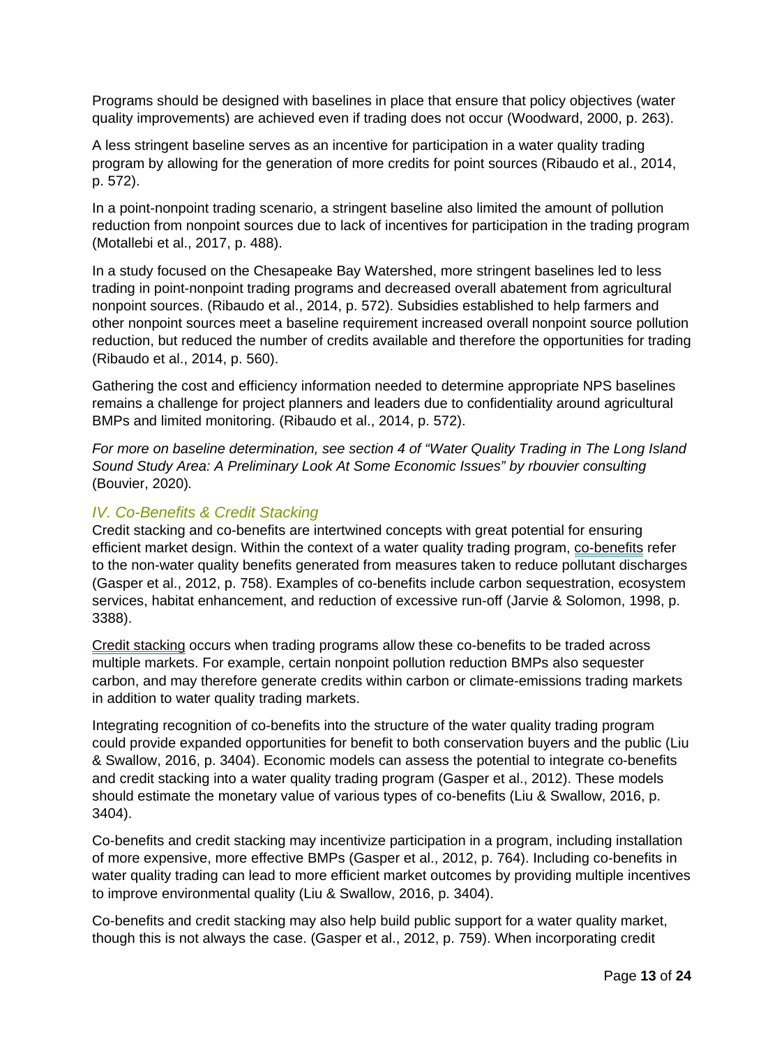Programs should be designed with baselines in place that ensure that policy objectives (water quality improvements) are achieved even if trading does not occur (Woodward, 2000, p. 263).

A less stringent baseline serves as an incentive for participation in a water quality trading program by allowing for the generation of more credits for point sources (Ribaudo et al., 2014, p. 572).

In a point-nonpoint trading scenario, a stringent baseline also limited the amount of pollution reduction from nonpoint sources due to lack of incentives for participation in the trading program (Motallebi et al., 2017, p. 488).

In a study focused on the Chesapeake Bay Watershed, more stringent baselines led to less trading in point-nonpoint trading programs and decreased overall abatement from agricultural nonpoint sources. (Ribaudo et al., 2014, p. 572). Subsidies established to help farmers and other nonpoint sources meet a baseline requirement increased overall nonpoint source pollution reduction, but reduced the number of credits available and therefore the opportunities for trading (Ribaudo et al., 2014, p. 560).

Gathering the cost and efficiency information needed to determine appropriate NPS baselines remains a challenge for project planners and leaders due to confidentiality around agricultural BMPs and limited monitoring. (Ribaudo et al., 2014, p. 572).

*For more on baseline determination, see section 4 of "Water Quality Trading in The Long Island Sound Study Area: A Preliminary Look At Some Economic Issues" by rbouvier consulting* (Bouvier, 2020)*.*

## *IV. Co-Benefits & Credit Stacking*

Credit stacking and co-benefits are intertwined concepts with great potential for ensuring efficient market design. Within the context of a water quality trading program, co-benefits refer to the non-water quality benefits generated from measures taken to reduce pollutant discharges (Gasper et al., 2012, p. 758). Examples of co-benefits include carbon sequestration, ecosystem services, habitat enhancement, and reduction of excessive run-off (Jarvie & Solomon, 1998, p. 3388).

Credit stacking occurs when trading programs allow these co-benefits to be traded across multiple markets. For example, certain nonpoint pollution reduction BMPs also sequester carbon, and may therefore generate credits within carbon or climate-emissions trading markets in addition to water quality trading markets.

Integrating recognition of co-benefits into the structure of the water quality trading program could provide expanded opportunities for benefit to both conservation buyers and the public (Liu & Swallow, 2016, p. 3404). Economic models can assess the potential to integrate co-benefits and credit stacking into a water quality trading program (Gasper et al., 2012). These models should estimate the monetary value of various types of co-benefits (Liu & Swallow, 2016, p. 3404).

Co-benefits and credit stacking may incentivize participation in a program, including installation of more expensive, more effective BMPs (Gasper et al., 2012, p. 764). Including co-benefits in water quality trading can lead to more efficient market outcomes by providing multiple incentives to improve environmental quality (Liu & Swallow, 2016, p. 3404).

Co-benefits and credit stacking may also help build public support for a water quality market, though this is not always the case. (Gasper et al., 2012, p. 759). When incorporating credit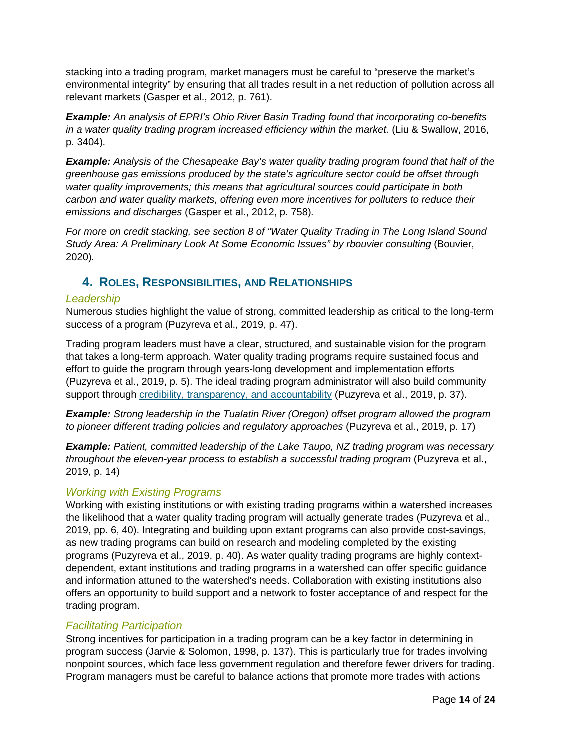stacking into a trading program, market managers must be careful to "preserve the market's environmental integrity" by ensuring that all trades result in a net reduction of pollution across all relevant markets (Gasper et al., 2012, p. 761).

***Example:*** *An analysis of EPRI's Ohio River Basin Trading found that incorporating co-benefits in a water quality trading program increased efficiency within the market.* (Liu & Swallow, 2016, p. 3404)*.*

***Example:*** *Analysis of the Chesapeake Bay's water quality trading program found that half of the greenhouse gas emissions produced by the state's agriculture sector could be offset through water quality improvements; this means that agricultural sources could participate in both carbon and water quality markets, offering even more incentives for polluters to reduce their emissions and discharges* (Gasper et al., 2012, p. 758)*.*

*For more on credit stacking, see section 8 of "Water Quality Trading in The Long Island Sound Study Area: A Preliminary Look At Some Economic Issues" by rbouvier consulting* (Bouvier, 2020)*.*

## 4. Roles, Responsibilities, and Relationships

### *Leadership*

Numerous studies highlight the value of strong, committed leadership as critical to the long-term success of a program (Puzyreva et al., 2019, p. 47).

Trading program leaders must have a clear, structured, and sustainable vision for the program that takes a long-term approach. Water quality trading programs require sustained focus and effort to guide the program through years-long development and implementation efforts (Puzyreva et al., 2019, p. 5). The ideal trading program administrator will also build community support through credibility, transparency, and accountability (Puzyreva et al., 2019, p. 37).

***Example:*** *Strong leadership in the Tualatin River (Oregon) offset program allowed the program to pioneer different trading policies and regulatory approaches* (Puzyreva et al., 2019, p. 17)

***Example:*** *Patient, committed leadership of the Lake Taupo, NZ trading program was necessary throughout the eleven-year process to establish a successful trading program* (Puzyreva et al., 2019, p. 14)

### *Working with Existing Programs*

Working with existing institutions or with existing trading programs within a watershed increases the likelihood that a water quality trading program will actually generate trades (Puzyreva et al., 2019, pp. 6, 40). Integrating and building upon extant programs can also provide cost-savings, as new trading programs can build on research and modeling completed by the existing programs (Puzyreva et al., 2019, p. 40). As water quality trading programs are highly context-dependent, extant institutions and trading programs in a watershed can offer specific guidance and information attuned to the watershed's needs. Collaboration with existing institutions also offers an opportunity to build support and a network to foster acceptance of and respect for the trading program.

### *Facilitating Participation*

Strong incentives for participation in a trading program can be a key factor in determining in program success (Jarvie & Solomon, 1998, p. 137). This is particularly true for trades involving nonpoint sources, which face less government regulation and therefore fewer drivers for trading. Program managers must be careful to balance actions that promote more trades with actions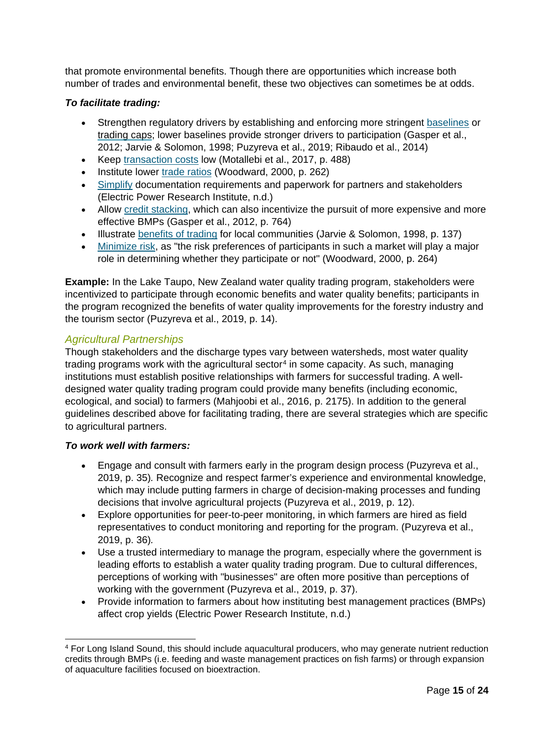that promote environmental benefits. Though there are opportunities which increase both number of trades and environmental benefit, these two objectives can sometimes be at odds.

***To facilitate trading:***

- Strengthen regulatory drivers by establishing and enforcing more stringent baselines or trading caps; lower baselines provide stronger drivers to participation (Gasper et al., 2012; Jarvie & Solomon, 1998; Puzyreva et al., 2019; Ribaudo et al., 2014)
- Keep transaction costs low (Motallebi et al., 2017, p. 488)
- Institute lower trade ratios (Woodward, 2000, p. 262)
- Simplify documentation requirements and paperwork for partners and stakeholders (Electric Power Research Institute, n.d.)
- Allow credit stacking, which can also incentivize the pursuit of more expensive and more effective BMPs (Gasper et al., 2012, p. 764)
- Illustrate benefits of trading for local communities (Jarvie & Solomon, 1998, p. 137)
- Minimize risk, as "the risk preferences of participants in such a market will play a major role in determining whether they participate or not" (Woodward, 2000, p. 264)

**Example:** In the Lake Taupo, New Zealand water quality trading program, stakeholders were incentivized to participate through economic benefits and water quality benefits; participants in the program recognized the benefits of water quality improvements for the forestry industry and the tourism sector (Puzyreva et al., 2019, p. 14).

### *Agricultural Partnerships*

Though stakeholders and the discharge types vary between watersheds, most water quality trading programs work with the agricultural sector[4] in some capacity. As such, managing institutions must establish positive relationships with farmers for successful trading. A well-designed water quality trading program could provide many benefits (including economic, ecological, and social) to farmers (Mahjoobi et al., 2016, p. 2175). In addition to the general guidelines described above for facilitating trading, there are several strategies which are specific to agricultural partners.

***To work well with farmers:***

- Engage and consult with farmers early in the program design process (Puzyreva et al., 2019, p. 35). Recognize and respect farmer's experience and environmental knowledge, which may include putting farmers in charge of decision-making processes and funding decisions that involve agricultural projects (Puzyreva et al., 2019, p. 12).
- Explore opportunities for peer-to-peer monitoring, in which farmers are hired as field representatives to conduct monitoring and reporting for the program. (Puzyreva et al., 2019, p. 36).
- Use a trusted intermediary to manage the program, especially where the government is leading efforts to establish a water quality trading program. Due to cultural differences, perceptions of working with "businesses" are often more positive than perceptions of working with the government (Puzyreva et al., 2019, p. 37).
- Provide information to farmers about how instituting best management practices (BMPs) affect crop yields (Electric Power Research Institute, n.d.)

---

[4] For Long Island Sound, this should include aquacultural producers, who may generate nutrient reduction credits through BMPs (i.e. feeding and waste management practices on fish farms) or through expansion of aquaculture facilities focused on bioextraction.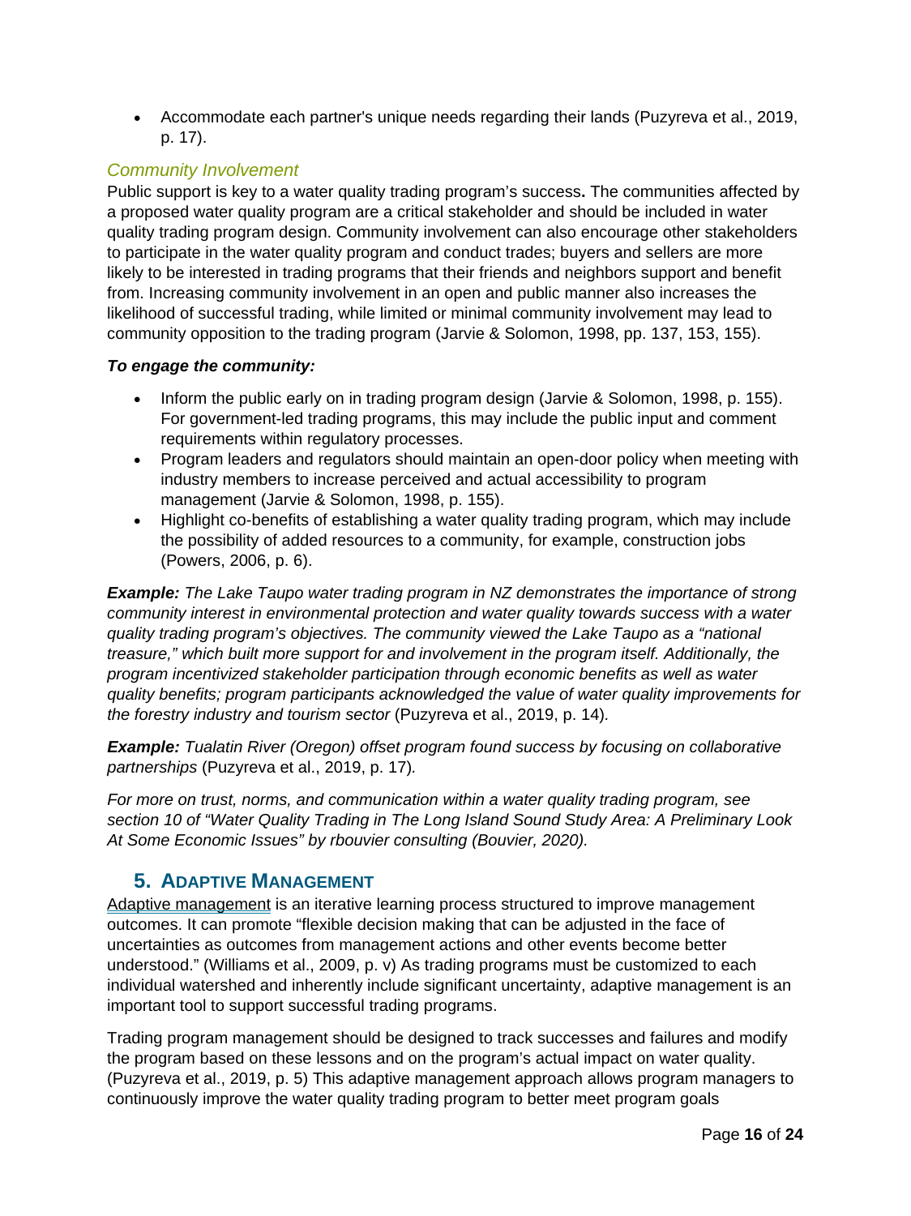- Accommodate each partner's unique needs regarding their lands (Puzyreva et al., 2019, p. 17).

### *Community Involvement*

Public support is key to a water quality trading program's success**.** The communities affected by a proposed water quality program are a critical stakeholder and should be included in water quality trading program design. Community involvement can also encourage other stakeholders to participate in the water quality program and conduct trades; buyers and sellers are more likely to be interested in trading programs that their friends and neighbors support and benefit from. Increasing community involvement in an open and public manner also increases the likelihood of successful trading, while limited or minimal community involvement may lead to community opposition to the trading program (Jarvie & Solomon, 1998, pp. 137, 153, 155).

***To engage the community:***

- Inform the public early on in trading program design (Jarvie & Solomon, 1998, p. 155). For government-led trading programs, this may include the public input and comment requirements within regulatory processes.
- Program leaders and regulators should maintain an open-door policy when meeting with industry members to increase perceived and actual accessibility to program management (Jarvie & Solomon, 1998, p. 155).
- Highlight co-benefits of establishing a water quality trading program, which may include the possibility of added resources to a community, for example, construction jobs (Powers, 2006, p. 6).

***Example:*** *The Lake Taupo water trading program in NZ demonstrates the importance of strong community interest in environmental protection and water quality towards success with a water quality trading program's objectives. The community viewed the Lake Taupo as a "national treasure," which built more support for and involvement in the program itself. Additionally, the program incentivized stakeholder participation through economic benefits as well as water quality benefits; program participants acknowledged the value of water quality improvements for the forestry industry and tourism sector* (Puzyreva et al., 2019, p. 14)*.*

***Example:*** *Tualatin River (Oregon) offset program found success by focusing on collaborative partnerships* (Puzyreva et al., 2019, p. 17)*.*

*For more on trust, norms, and communication within a water quality trading program, see section 10 of "Water Quality Trading in The Long Island Sound Study Area: A Preliminary Look At Some Economic Issues" by rbouvier consulting (Bouvier, 2020).*

## 5. Adaptive Management

Adaptive management is an iterative learning process structured to improve management outcomes. It can promote "flexible decision making that can be adjusted in the face of uncertainties as outcomes from management actions and other events become better understood." (Williams et al., 2009, p. v) As trading programs must be customized to each individual watershed and inherently include significant uncertainty, adaptive management is an important tool to support successful trading programs.

Trading program management should be designed to track successes and failures and modify the program based on these lessons and on the program's actual impact on water quality. (Puzyreva et al., 2019, p. 5) This adaptive management approach allows program managers to continuously improve the water quality trading program to better meet program goals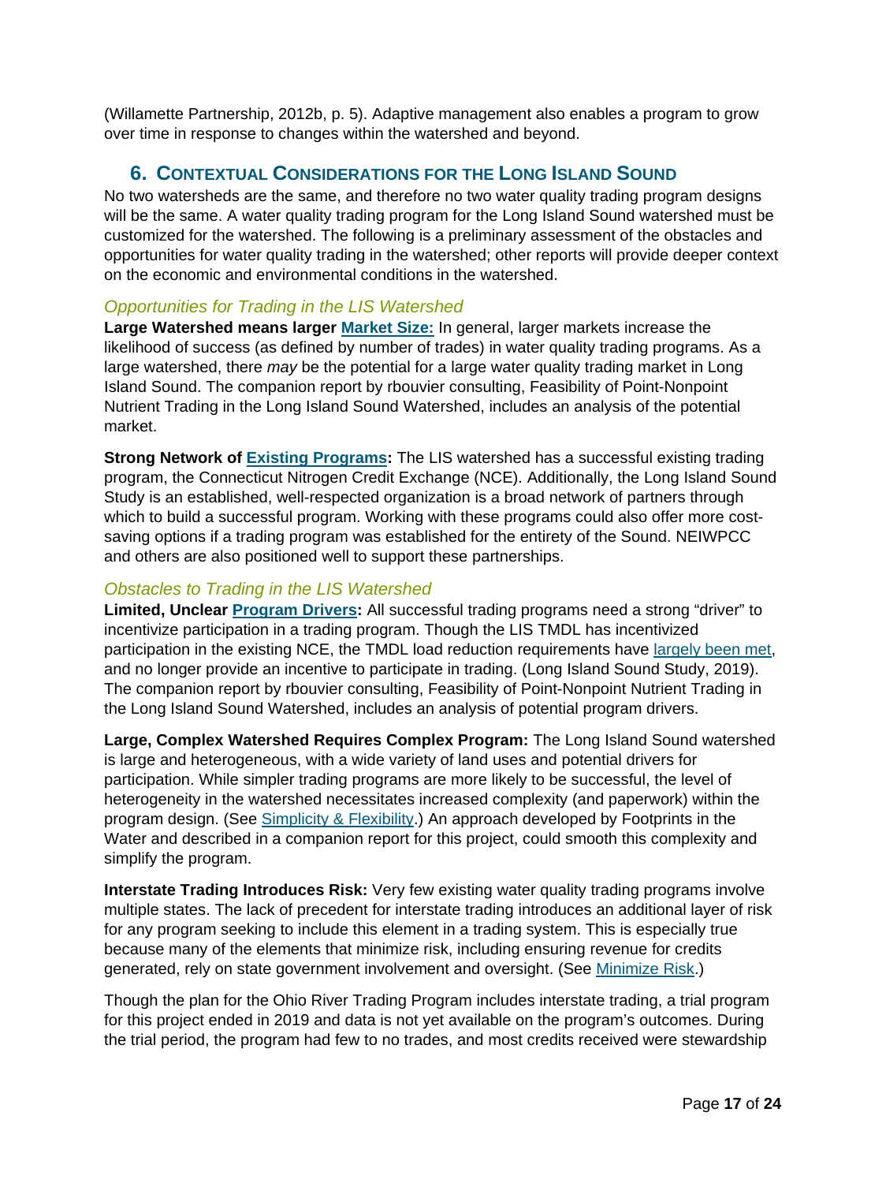(Willamette Partnership, 2012b, p. 5). Adaptive management also enables a program to grow over time in response to changes within the watershed and beyond.

## 6. Contextual Considerations for the Long Island Sound

No two watersheds are the same, and therefore no two water quality trading program designs will be the same. A water quality trading program for the Long Island Sound watershed must be customized for the watershed. The following is a preliminary assessment of the obstacles and opportunities for water quality trading in the watershed; other reports will provide deeper context on the economic and environmental conditions in the watershed.

### *Opportunities for Trading in the LIS Watershed*

**Large Watershed means larger Market Size:** In general, larger markets increase the likelihood of success (as defined by number of trades) in water quality trading programs. As a large watershed, there *may* be the potential for a large water quality trading market in Long Island Sound. The companion report by rbouvier consulting, Feasibility of Point-Nonpoint Nutrient Trading in the Long Island Sound Watershed, includes an analysis of the potential market.

**Strong Network of Existing Programs:** The LIS watershed has a successful existing trading program, the Connecticut Nitrogen Credit Exchange (NCE). Additionally, the Long Island Sound Study is an established, well-respected organization is a broad network of partners through which to build a successful program. Working with these programs could also offer more cost-saving options if a trading program was established for the entirety of the Sound. NEIWPCC and others are also positioned well to support these partnerships.

### *Obstacles to Trading in the LIS Watershed*

**Limited, Unclear Program Drivers:** All successful trading programs need a strong "driver" to incentivize participation in a trading program. Though the LIS TMDL has incentivized participation in the existing NCE, the TMDL load reduction requirements have largely been met, and no longer provide an incentive to participate in trading. (Long Island Sound Study, 2019). The companion report by rbouvier consulting, Feasibility of Point-Nonpoint Nutrient Trading in the Long Island Sound Watershed, includes an analysis of potential program drivers.

**Large, Complex Watershed Requires Complex Program:** The Long Island Sound watershed is large and heterogeneous, with a wide variety of land uses and potential drivers for participation. While simpler trading programs are more likely to be successful, the level of heterogeneity in the watershed necessitates increased complexity (and paperwork) within the program design. (See Simplicity & Flexibility.) An approach developed by Footprints in the Water and described in a companion report for this project, could smooth this complexity and simplify the program.

**Interstate Trading Introduces Risk:** Very few existing water quality trading programs involve multiple states. The lack of precedent for interstate trading introduces an additional layer of risk for any program seeking to include this element in a trading system. This is especially true because many of the elements that minimize risk, including ensuring revenue for credits generated, rely on state government involvement and oversight. (See Minimize Risk.)

Though the plan for the Ohio River Trading Program includes interstate trading, a trial program for this project ended in 2019 and data is not yet available on the program's outcomes. During the trial period, the program had few to no trades, and most credits received were stewardship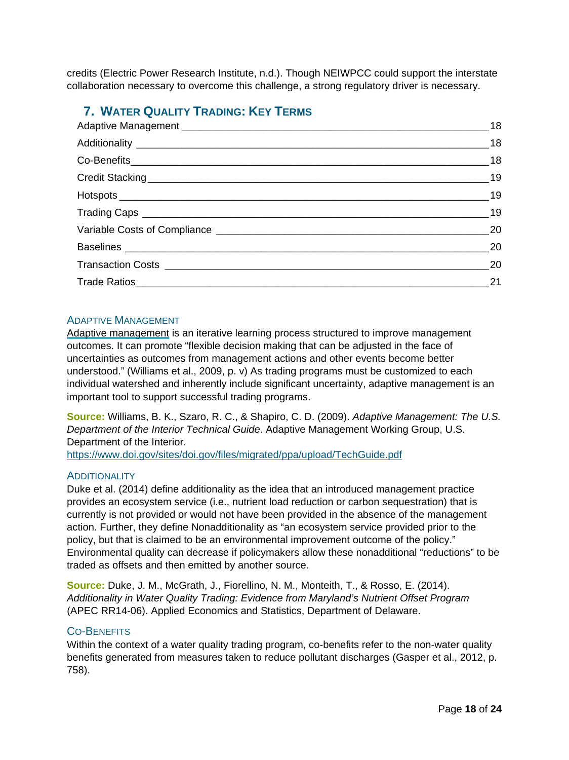credits (Electric Power Research Institute, n.d.). Though NEIWPCC could support the interstate collaboration necessary to overcome this challenge, a strong regulatory driver is necessary.

## 7. Water Quality Trading: Key Terms

| | |
|---|---|
| Adaptive Management | 18 |
| Additionality | 18 |
| Co-Benefits | 18 |
| Credit Stacking | 19 |
| Hotspots | 19 |
| Trading Caps | 19 |
| Variable Costs of Compliance | 20 |
| Baselines | 20 |
| Transaction Costs | 20 |
| Trade Ratios | 21 |

### Adaptive Management

Adaptive management is an iterative learning process structured to improve management outcomes. It can promote "flexible decision making that can be adjusted in the face of uncertainties as outcomes from management actions and other events become better understood." (Williams et al., 2009, p. v) As trading programs must be customized to each individual watershed and inherently include significant uncertainty, adaptive management is an important tool to support successful trading programs.

**Source:** Williams, B. K., Szaro, R. C., & Shapiro, C. D. (2009). *Adaptive Management: The U.S. Department of the Interior Technical Guide*. Adaptive Management Working Group, U.S. Department of the Interior. https://www.doi.gov/sites/doi.gov/files/migrated/ppa/upload/TechGuide.pdf

### Additionality

Duke et al. (2014) define additionality as the idea that an introduced management practice provides an ecosystem service (i.e., nutrient load reduction or carbon sequestration) that is currently is not provided or would not have been provided in the absence of the management action. Further, they define Nonadditionality as "an ecosystem service provided prior to the policy, but that is claimed to be an environmental improvement outcome of the policy." Environmental quality can decrease if policymakers allow these nonadditional "reductions" to be traded as offsets and then emitted by another source.

**Source:** Duke, J. M., McGrath, J., Fiorellino, N. M., Monteith, T., & Rosso, E. (2014). *Additionality in Water Quality Trading: Evidence from Maryland's Nutrient Offset Program* (APEC RR14-06). Applied Economics and Statistics, Department of Delaware.

### Co-Benefits

Within the context of a water quality trading program, co-benefits refer to the non-water quality benefits generated from measures taken to reduce pollutant discharges (Gasper et al., 2012, p. 758).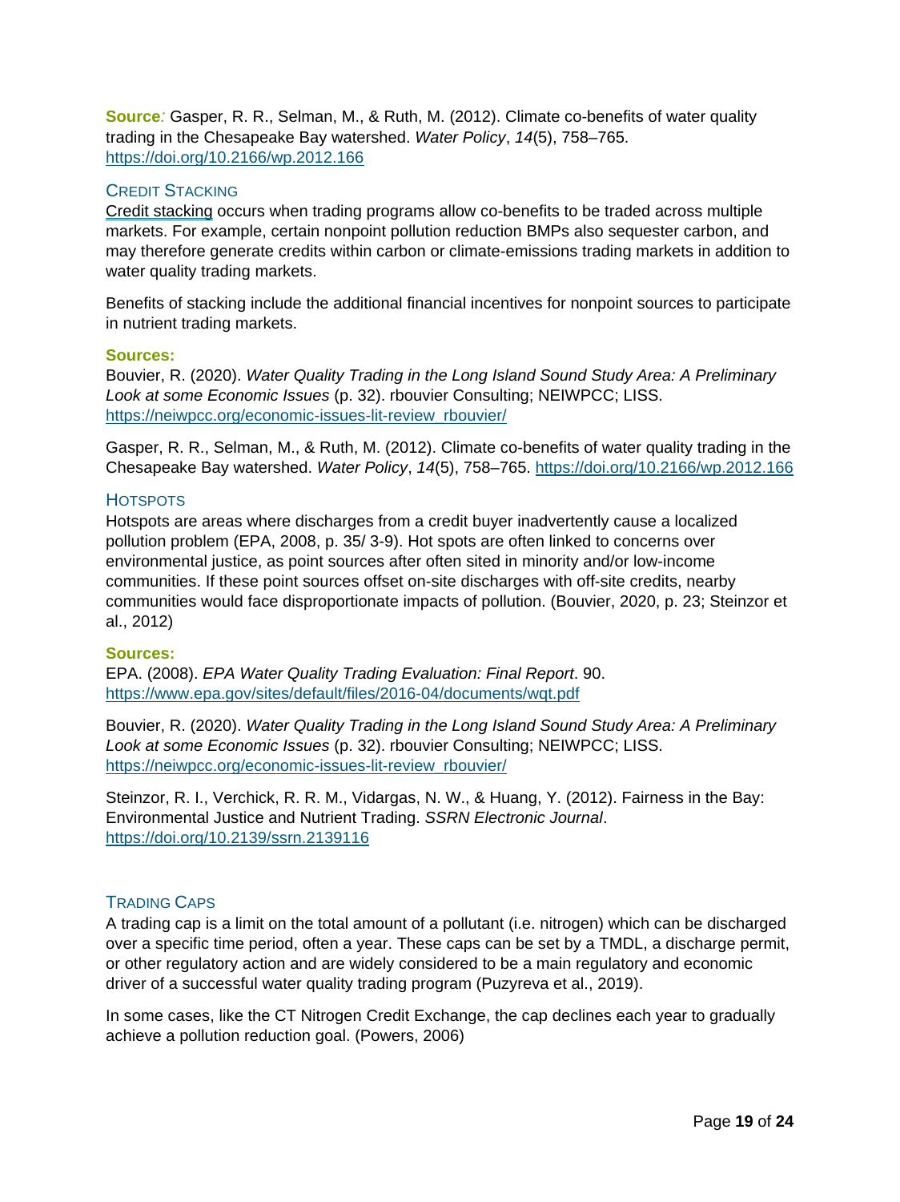**Source**: Gasper, R. R., Selman, M., & Ruth, M. (2012). Climate co-benefits of water quality trading in the Chesapeake Bay watershed. *Water Policy*, *14*(5), 758–765. https://doi.org/10.2166/wp.2012.166

### Credit Stacking

Credit stacking occurs when trading programs allow co-benefits to be traded across multiple markets. For example, certain nonpoint pollution reduction BMPs also sequester carbon, and may therefore generate credits within carbon or climate-emissions trading markets in addition to water quality trading markets.

Benefits of stacking include the additional financial incentives for nonpoint sources to participate in nutrient trading markets.

**Sources:**

Bouvier, R. (2020). *Water Quality Trading in the Long Island Sound Study Area: A Preliminary Look at some Economic Issues* (p. 32). rbouvier Consulting; NEIWPCC; LISS. https://neiwpcc.org/economic-issues-lit-review_rbouvier/

Gasper, R. R., Selman, M., & Ruth, M. (2012). Climate co-benefits of water quality trading in the Chesapeake Bay watershed. *Water Policy*, *14*(5), 758–765. https://doi.org/10.2166/wp.2012.166

### Hotspots

Hotspots are areas where discharges from a credit buyer inadvertently cause a localized pollution problem (EPA, 2008, p. 35/ 3-9). Hot spots are often linked to concerns over environmental justice, as point sources after often sited in minority and/or low-income communities. If these point sources offset on-site discharges with off-site credits, nearby communities would face disproportionate impacts of pollution. (Bouvier, 2020, p. 23; Steinzor et al., 2012)

**Sources:**

EPA. (2008). *EPA Water Quality Trading Evaluation: Final Report*. 90. https://www.epa.gov/sites/default/files/2016-04/documents/wqt.pdf

Bouvier, R. (2020). *Water Quality Trading in the Long Island Sound Study Area: A Preliminary Look at some Economic Issues* (p. 32). rbouvier Consulting; NEIWPCC; LISS. https://neiwpcc.org/economic-issues-lit-review_rbouvier/

Steinzor, R. I., Verchick, R. R. M., Vidargas, N. W., & Huang, Y. (2012). Fairness in the Bay: Environmental Justice and Nutrient Trading. *SSRN Electronic Journal*. https://doi.org/10.2139/ssrn.2139116

### Trading Caps

A trading cap is a limit on the total amount of a pollutant (i.e. nitrogen) which can be discharged over a specific time period, often a year. These caps can be set by a TMDL, a discharge permit, or other regulatory action and are widely considered to be a main regulatory and economic driver of a successful water quality trading program (Puzyreva et al., 2019).

In some cases, like the CT Nitrogen Credit Exchange, the cap declines each year to gradually achieve a pollution reduction goal. (Powers, 2006)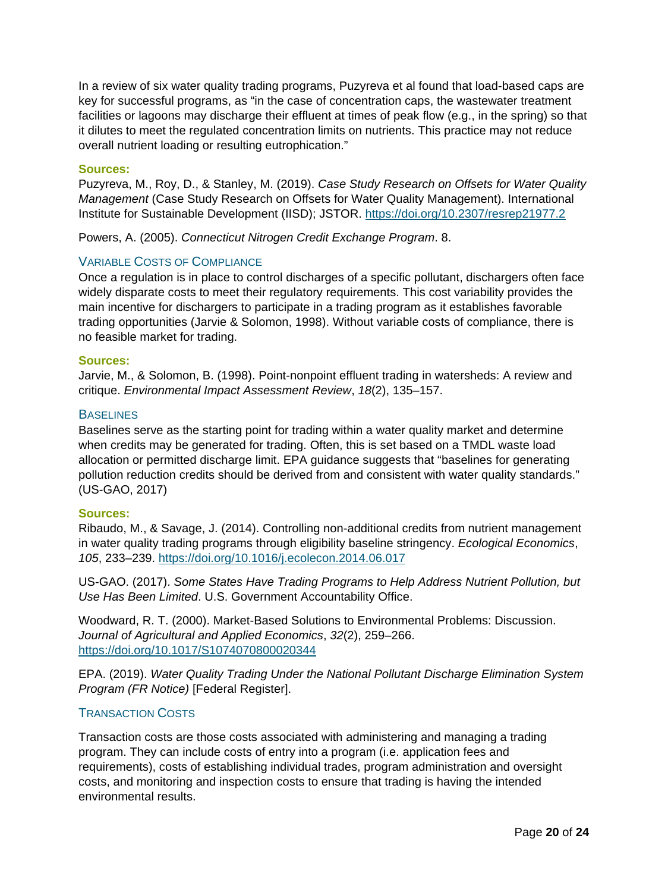In a review of six water quality trading programs, Puzyreva et al found that load-based caps are key for successful programs, as "in the case of concentration caps, the wastewater treatment facilities or lagoons may discharge their effluent at times of peak flow (e.g., in the spring) so that it dilutes to meet the regulated concentration limits on nutrients. This practice may not reduce overall nutrient loading or resulting eutrophication."

**Sources:**

Puzyreva, M., Roy, D., & Stanley, M. (2019). *Case Study Research on Offsets for Water Quality Management* (Case Study Research on Offsets for Water Quality Management). International Institute for Sustainable Development (IISD); JSTOR. https://doi.org/10.2307/resrep21977.2

Powers, A. (2005). *Connecticut Nitrogen Credit Exchange Program*. 8.

### Variable Costs of Compliance

Once a regulation is in place to control discharges of a specific pollutant, dischargers often face widely disparate costs to meet their regulatory requirements. This cost variability provides the main incentive for dischargers to participate in a trading program as it establishes favorable trading opportunities (Jarvie & Solomon, 1998). Without variable costs of compliance, there is no feasible market for trading.

**Sources:**

Jarvie, M., & Solomon, B. (1998). Point-nonpoint effluent trading in watersheds: A review and critique. *Environmental Impact Assessment Review*, *18*(2), 135–157.

### Baselines

Baselines serve as the starting point for trading within a water quality market and determine when credits may be generated for trading. Often, this is set based on a TMDL waste load allocation or permitted discharge limit. EPA guidance suggests that "baselines for generating pollution reduction credits should be derived from and consistent with water quality standards." (US-GAO, 2017)

**Sources:**

Ribaudo, M., & Savage, J. (2014). Controlling non-additional credits from nutrient management in water quality trading programs through eligibility baseline stringency. *Ecological Economics*, *105*, 233–239. https://doi.org/10.1016/j.ecolecon.2014.06.017

US-GAO. (2017). *Some States Have Trading Programs to Help Address Nutrient Pollution, but Use Has Been Limited*. U.S. Government Accountability Office.

Woodward, R. T. (2000). Market-Based Solutions to Environmental Problems: Discussion. *Journal of Agricultural and Applied Economics*, *32*(2), 259–266. https://doi.org/10.1017/S1074070800020344

EPA. (2019). *Water Quality Trading Under the National Pollutant Discharge Elimination System Program (FR Notice)* [Federal Register].

### Transaction Costs

Transaction costs are those costs associated with administering and managing a trading program. They can include costs of entry into a program (i.e. application fees and requirements), costs of establishing individual trades, program administration and oversight costs, and monitoring and inspection costs to ensure that trading is having the intended environmental results.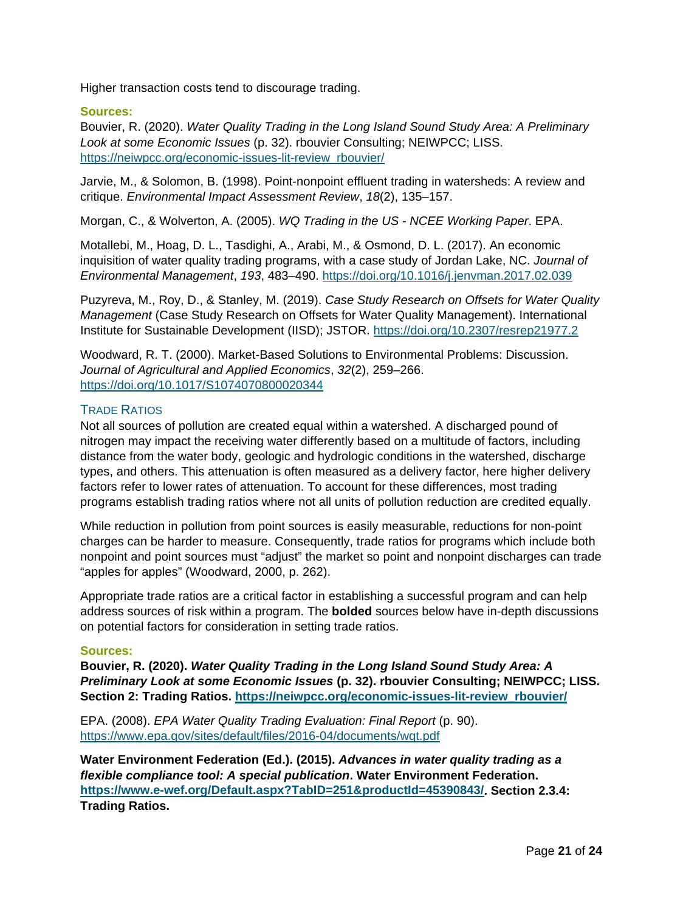Higher transaction costs tend to discourage trading.

**Sources:**

Bouvier, R. (2020). *Water Quality Trading in the Long Island Sound Study Area: A Preliminary Look at some Economic Issues* (p. 32). rbouvier Consulting; NEIWPCC; LISS. https://neiwpcc.org/economic-issues-lit-review_rbouvier/

Jarvie, M., & Solomon, B. (1998). Point-nonpoint effluent trading in watersheds: A review and critique. *Environmental Impact Assessment Review*, *18*(2), 135–157.

Morgan, C., & Wolverton, A. (2005). *WQ Trading in the US - NCEE Working Paper*. EPA.

Motallebi, M., Hoag, D. L., Tasdighi, A., Arabi, M., & Osmond, D. L. (2017). An economic inquisition of water quality trading programs, with a case study of Jordan Lake, NC. *Journal of Environmental Management*, *193*, 483–490. https://doi.org/10.1016/j.jenvman.2017.02.039

Puzyreva, M., Roy, D., & Stanley, M. (2019). *Case Study Research on Offsets for Water Quality Management* (Case Study Research on Offsets for Water Quality Management). International Institute for Sustainable Development (IISD); JSTOR. https://doi.org/10.2307/resrep21977.2

Woodward, R. T. (2000). Market-Based Solutions to Environmental Problems: Discussion. *Journal of Agricultural and Applied Economics*, *32*(2), 259–266. https://doi.org/10.1017/S1074070800020344

### Trade Ratios

Not all sources of pollution are created equal within a watershed. A discharged pound of nitrogen may impact the receiving water differently based on a multitude of factors, including distance from the water body, geologic and hydrologic conditions in the watershed, discharge types, and others. This attenuation is often measured as a delivery factor, here higher delivery factors refer to lower rates of attenuation. To account for these differences, most trading programs establish trading ratios where not all units of pollution reduction are credited equally.

While reduction in pollution from point sources is easily measurable, reductions for non-point charges can be harder to measure. Consequently, trade ratios for programs which include both nonpoint and point sources must "adjust" the market so point and nonpoint discharges can trade "apples for apples" (Woodward, 2000, p. 262).

Appropriate trade ratios are a critical factor in establishing a successful program and can help address sources of risk within a program. The **bolded** sources below have in-depth discussions on potential factors for consideration in setting trade ratios.

**Sources:**

**Bouvier, R. (2020).** ***Water Quality Trading in the Long Island Sound Study Area: A Preliminary Look at some Economic Issues*** **(p. 32). rbouvier Consulting; NEIWPCC; LISS. Section 2: Trading Ratios. https://neiwpcc.org/economic-issues-lit-review_rbouvier/**

EPA. (2008). *EPA Water Quality Trading Evaluation: Final Report* (p. 90). https://www.epa.gov/sites/default/files/2016-04/documents/wqt.pdf

**Water Environment Federation (Ed.). (2015).** ***Advances in water quality trading as a flexible compliance tool: A special publication*****. Water Environment Federation. https://www.e-wef.org/Default.aspx?TabID=251&productId=45390843/. Section 2.3.4: Trading Ratios.**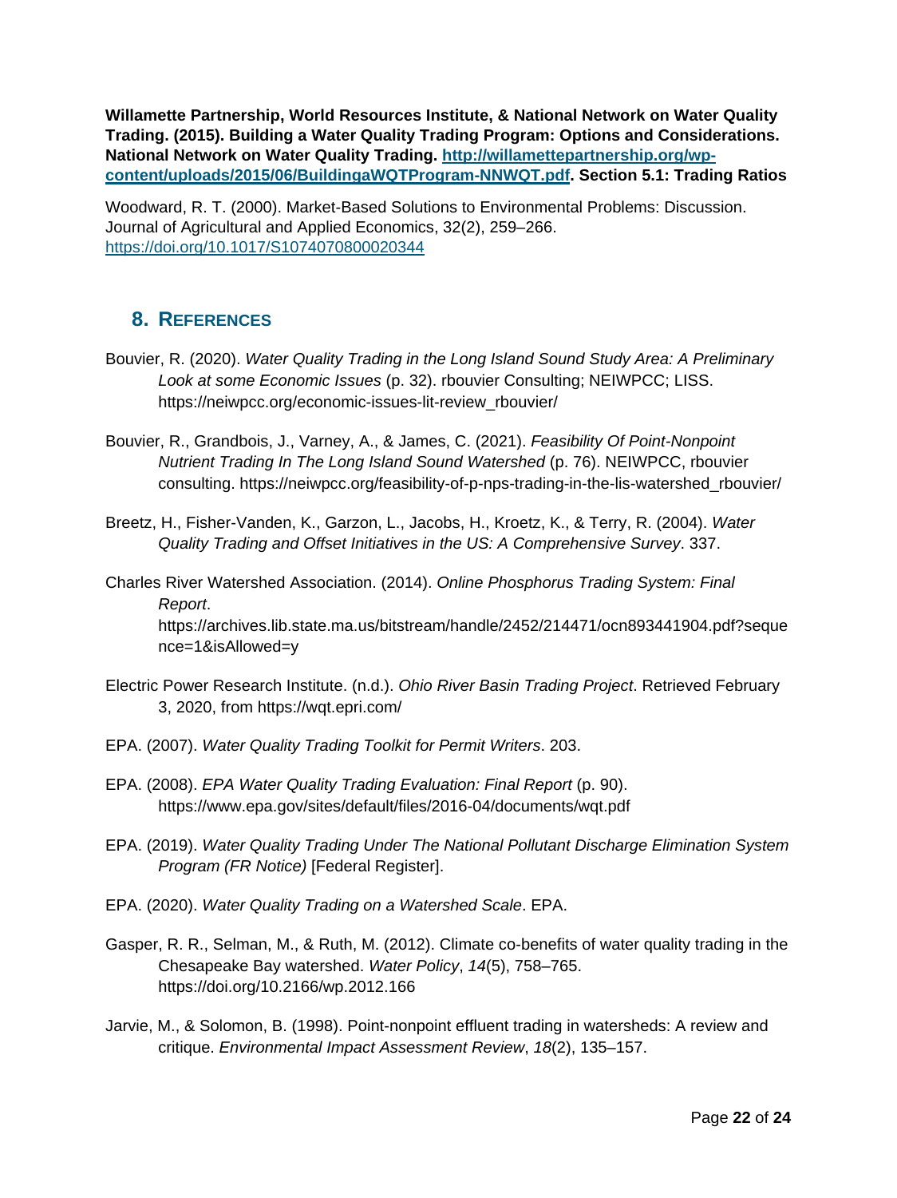**Willamette Partnership, World Resources Institute, & National Network on Water Quality Trading. (2015). Building a Water Quality Trading Program: Options and Considerations. National Network on Water Quality Trading. [http://willamettepartnership.org/wp-content/uploads/2015/06/BuildingaWQTProgram-NNWQT.pdf](http://willamettepartnership.org/wp-content/uploads/2015/06/BuildingaWQTProgram-NNWQT.pdf). Section 5.1: Trading Ratios**

Woodward, R. T. (2000). Market-Based Solutions to Environmental Problems: Discussion. Journal of Agricultural and Applied Economics, 32(2), 259–266. [https://doi.org/10.1017/S1074070800020344](https://doi.org/10.1017/S1074070800020344)

## 8. References

Bouvier, R. (2020). *Water Quality Trading in the Long Island Sound Study Area: A Preliminary Look at some Economic Issues* (p. 32). rbouvier Consulting; NEIWPCC; LISS. https://neiwpcc.org/economic-issues-lit-review_rbouvier/

Bouvier, R., Grandbois, J., Varney, A., & James, C. (2021). *Feasibility Of Point-Nonpoint Nutrient Trading In The Long Island Sound Watershed* (p. 76). NEIWPCC, rbouvier consulting. https://neiwpcc.org/feasibility-of-p-nps-trading-in-the-lis-watershed_rbouvier/

Breetz, H., Fisher-Vanden, K., Garzon, L., Jacobs, H., Kroetz, K., & Terry, R. (2004). *Water Quality Trading and Offset Initiatives in the US: A Comprehensive Survey*. 337.

Charles River Watershed Association. (2014). *Online Phosphorus Trading System: Final Report*. https://archives.lib.state.ma.us/bitstream/handle/2452/214471/ocn893441904.pdf?sequence=1&isAllowed=y

Electric Power Research Institute. (n.d.). *Ohio River Basin Trading Project*. Retrieved February 3, 2020, from https://wqt.epri.com/

EPA. (2007). *Water Quality Trading Toolkit for Permit Writers*. 203.

EPA. (2008). *EPA Water Quality Trading Evaluation: Final Report* (p. 90). https://www.epa.gov/sites/default/files/2016-04/documents/wqt.pdf

EPA. (2019). *Water Quality Trading Under The National Pollutant Discharge Elimination System Program (FR Notice)* [Federal Register].

EPA. (2020). *Water Quality Trading on a Watershed Scale*. EPA.

Gasper, R. R., Selman, M., & Ruth, M. (2012). Climate co-benefits of water quality trading in the Chesapeake Bay watershed. *Water Policy*, *14*(5), 758–765. https://doi.org/10.2166/wp.2012.166

Jarvie, M., & Solomon, B. (1998). Point-nonpoint effluent trading in watersheds: A review and critique. *Environmental Impact Assessment Review*, *18*(2), 135–157.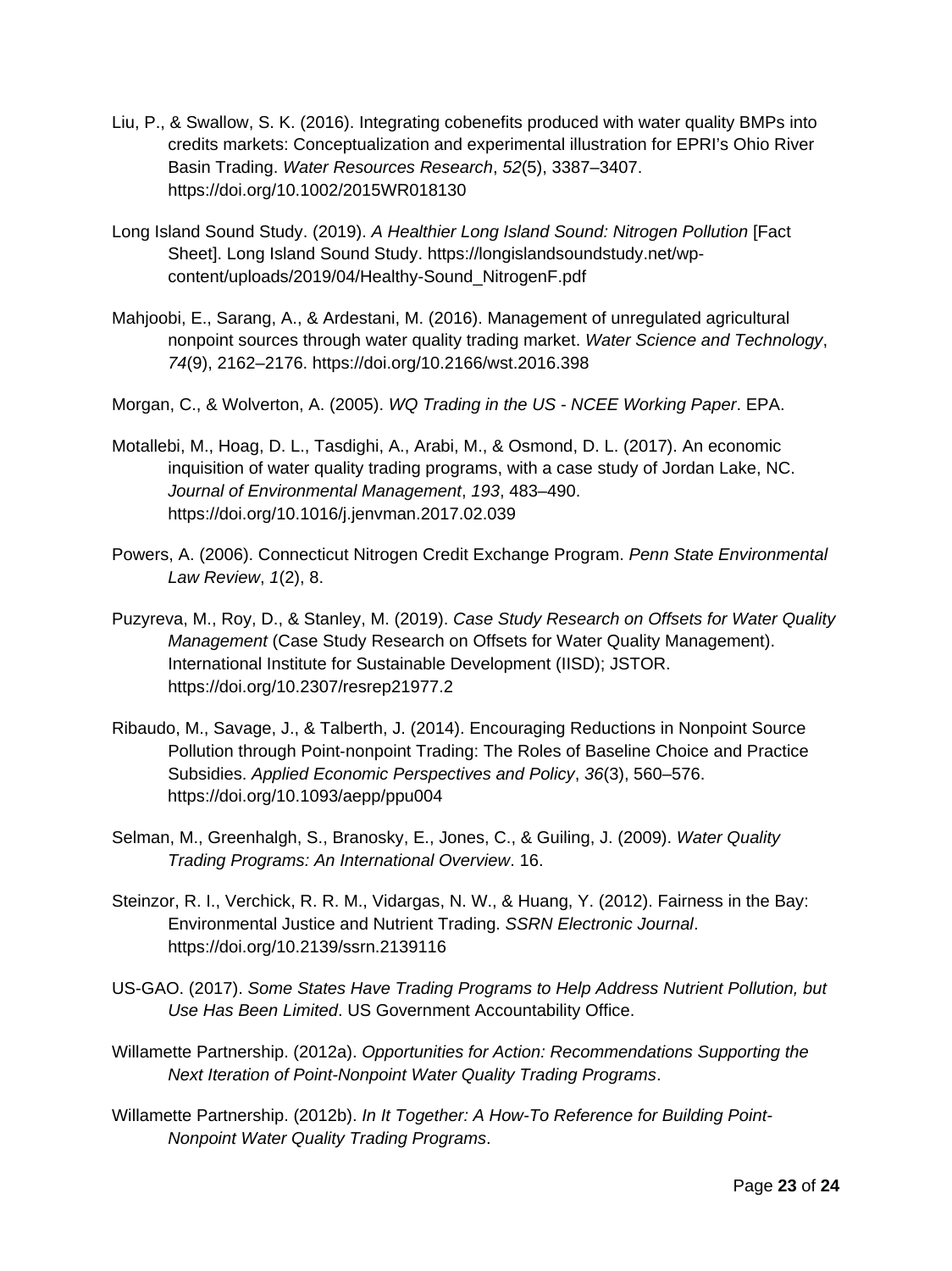Liu, P., & Swallow, S. K. (2016). Integrating cobenefits produced with water quality BMPs into credits markets: Conceptualization and experimental illustration for EPRI's Ohio River Basin Trading. *Water Resources Research*, *52*(5), 3387–3407. https://doi.org/10.1002/2015WR018130

Long Island Sound Study. (2019). *A Healthier Long Island Sound: Nitrogen Pollution* [Fact Sheet]. Long Island Sound Study. https://longislandsoundstudy.net/wp-content/uploads/2019/04/Healthy-Sound_NitrogenF.pdf

Mahjoobi, E., Sarang, A., & Ardestani, M. (2016). Management of unregulated agricultural nonpoint sources through water quality trading market. *Water Science and Technology*, *74*(9), 2162–2176. https://doi.org/10.2166/wst.2016.398

Morgan, C., & Wolverton, A. (2005). *WQ Trading in the US - NCEE Working Paper*. EPA.

Motallebi, M., Hoag, D. L., Tasdighi, A., Arabi, M., & Osmond, D. L. (2017). An economic inquisition of water quality trading programs, with a case study of Jordan Lake, NC. *Journal of Environmental Management*, *193*, 483–490. https://doi.org/10.1016/j.jenvman.2017.02.039

Powers, A. (2006). Connecticut Nitrogen Credit Exchange Program. *Penn State Environmental Law Review*, *1*(2), 8.

Puzyreva, M., Roy, D., & Stanley, M. (2019). *Case Study Research on Offsets for Water Quality Management* (Case Study Research on Offsets for Water Quality Management). International Institute for Sustainable Development (IISD); JSTOR. https://doi.org/10.2307/resrep21977.2

Ribaudo, M., Savage, J., & Talberth, J. (2014). Encouraging Reductions in Nonpoint Source Pollution through Point-nonpoint Trading: The Roles of Baseline Choice and Practice Subsidies. *Applied Economic Perspectives and Policy*, *36*(3), 560–576. https://doi.org/10.1093/aepp/ppu004

Selman, M., Greenhalgh, S., Branosky, E., Jones, C., & Guiling, J. (2009). *Water Quality Trading Programs: An International Overview*. 16.

Steinzor, R. I., Verchick, R. R. M., Vidargas, N. W., & Huang, Y. (2012). Fairness in the Bay: Environmental Justice and Nutrient Trading. *SSRN Electronic Journal*. https://doi.org/10.2139/ssrn.2139116

US-GAO. (2017). *Some States Have Trading Programs to Help Address Nutrient Pollution, but Use Has Been Limited*. US Government Accountability Office.

Willamette Partnership. (2012a). *Opportunities for Action: Recommendations Supporting the Next Iteration of Point-Nonpoint Water Quality Trading Programs*.

Willamette Partnership. (2012b). *In It Together: A How-To Reference for Building Point-Nonpoint Water Quality Trading Programs*.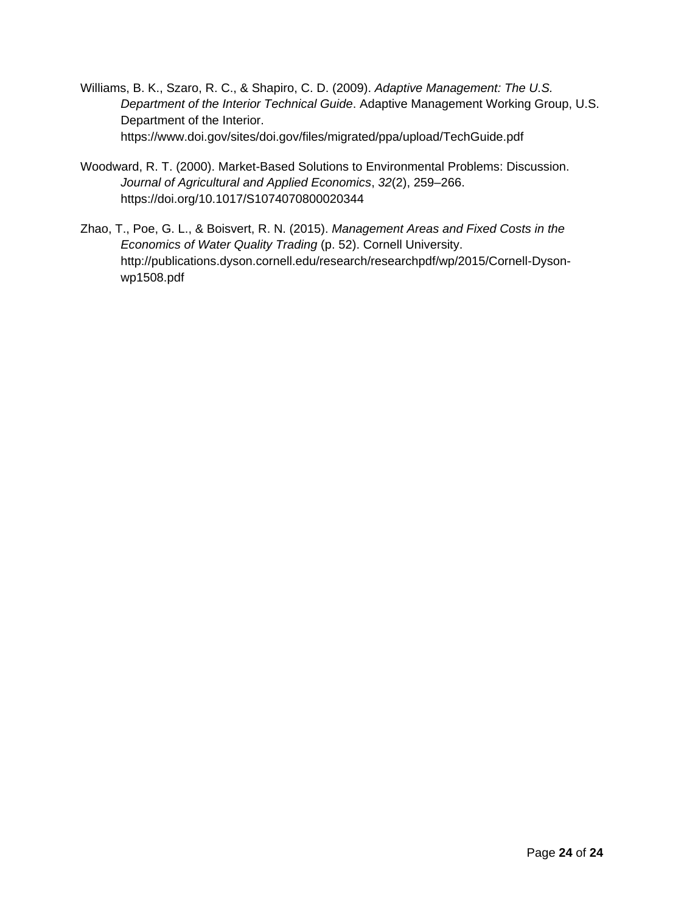Williams, B. K., Szaro, R. C., & Shapiro, C. D. (2009). *Adaptive Management: The U.S. Department of the Interior Technical Guide*. Adaptive Management Working Group, U.S. Department of the Interior. https://www.doi.gov/sites/doi.gov/files/migrated/ppa/upload/TechGuide.pdf

Woodward, R. T. (2000). Market-Based Solutions to Environmental Problems: Discussion. *Journal of Agricultural and Applied Economics*, *32*(2), 259–266. https://doi.org/10.1017/S1074070800020344

Zhao, T., Poe, G. L., & Boisvert, R. N. (2015). *Management Areas and Fixed Costs in the Economics of Water Quality Trading* (p. 52). Cornell University. http://publications.dyson.cornell.edu/research/researchpdf/wp/2015/Cornell-Dyson-wp1508.pdf